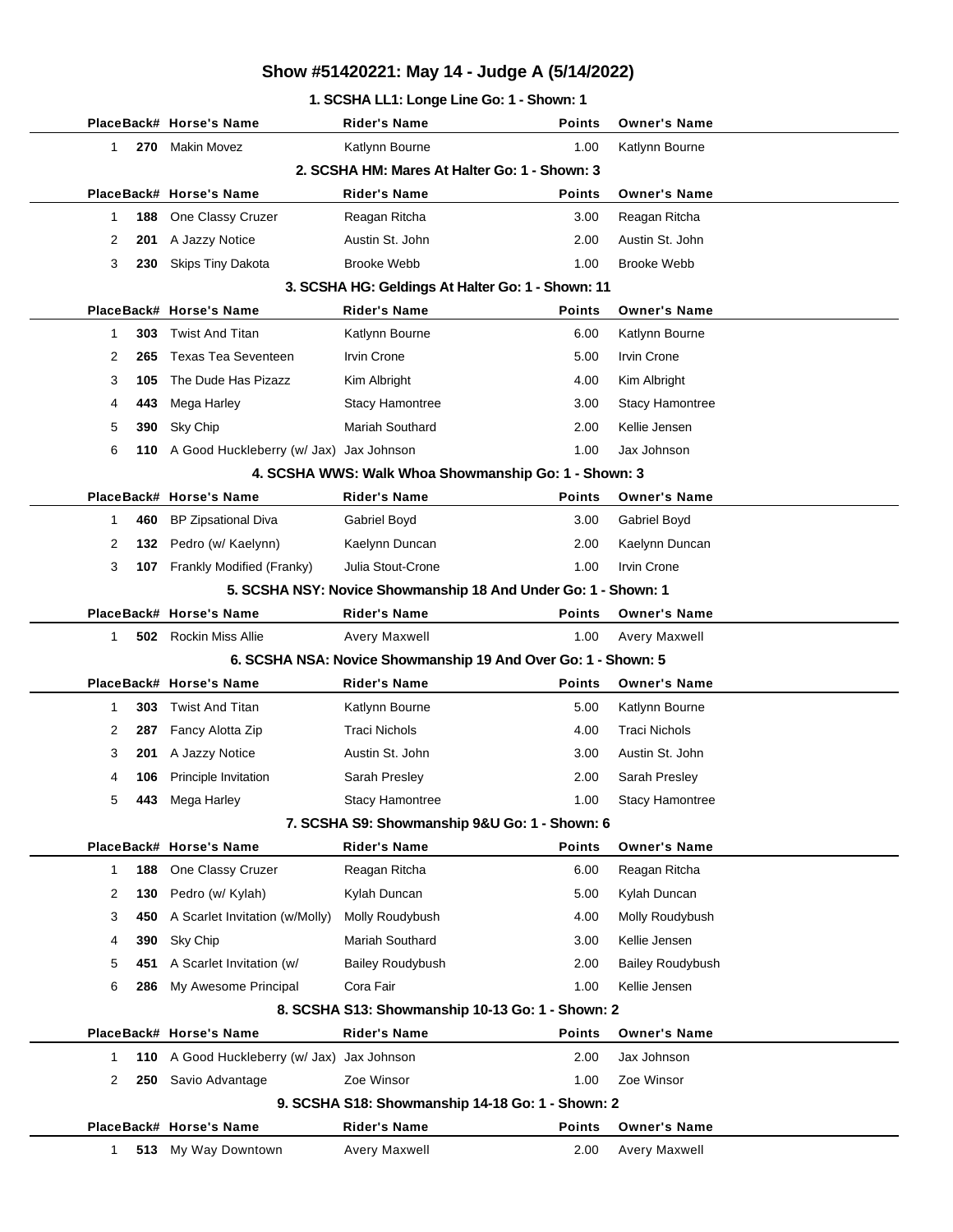# Show #51420221: May 14 - Judge A (5/14/2022)

### 1. SCSHA LL1: Longe Line Go: 1 - Shown: 1

| Place | Back# | Horse's Name | Rider's Name | Points | Owner's Name |
|---|---|---|---|---|---|
| 1 | 270 | Makin Movez | Katlynn Bourne | 1.00 | Katlynn Bourne |

### 2. SCSHA HM: Mares At Halter Go: 1 - Shown: 3

| Place | Back# | Horse's Name | Rider's Name | Points | Owner's Name |
|---|---|---|---|---|---|
| 1 | 188 | One Classy Cruzer | Reagan Ritcha | 3.00 | Reagan Ritcha |
| 2 | 201 | A Jazzy Notice | Austin St. John | 2.00 | Austin St. John |
| 3 | 230 | Skips Tiny Dakota | Brooke Webb | 1.00 | Brooke Webb |

### 3. SCSHA HG: Geldings At Halter Go: 1 - Shown: 11

| Place | Back# | Horse's Name | Rider's Name | Points | Owner's Name |
|---|---|---|---|---|---|
| 1 | 303 | Twist And Titan | Katlynn Bourne | 6.00 | Katlynn Bourne |
| 2 | 265 | Texas Tea Seventeen | Irvin Crone | 5.00 | Irvin Crone |
| 3 | 105 | The Dude Has Pizazz | Kim Albright | 4.00 | Kim Albright |
| 4 | 443 | Mega Harley | Stacy Hamontree | 3.00 | Stacy Hamontree |
| 5 | 390 | Sky Chip | Mariah Southard | 2.00 | Kellie Jensen |
| 6 | 110 | A Good Huckleberry (w/ Jax) | Jax Johnson | 1.00 | Jax Johnson |

### 4. SCSHA WWS: Walk Whoa Showmanship Go: 1 - Shown: 3

| Place | Back# | Horse's Name | Rider's Name | Points | Owner's Name |
|---|---|---|---|---|---|
| 1 | 460 | BP Zipsational Diva | Gabriel Boyd | 3.00 | Gabriel Boyd |
| 2 | 132 | Pedro (w/ Kaelynn) | Kaelynn Duncan | 2.00 | Kaelynn Duncan |
| 3 | 107 | Frankly Modified (Franky) | Julia Stout-Crone | 1.00 | Irvin Crone |

### 5. SCSHA NSY: Novice Showmanship 18 And Under Go: 1 - Shown: 1

| Place | Back# | Horse's Name | Rider's Name | Points | Owner's Name |
|---|---|---|---|---|---|
| 1 | 502 | Rockin Miss Allie | Avery Maxwell | 1.00 | Avery Maxwell |

### 6. SCSHA NSA: Novice Showmanship 19 And Over Go: 1 - Shown: 5

| Place | Back# | Horse's Name | Rider's Name | Points | Owner's Name |
|---|---|---|---|---|---|
| 1 | 303 | Twist And Titan | Katlynn Bourne | 5.00 | Katlynn Bourne |
| 2 | 287 | Fancy Alotta Zip | Traci Nichols | 4.00 | Traci Nichols |
| 3 | 201 | A Jazzy Notice | Austin St. John | 3.00 | Austin St. John |
| 4 | 106 | Principle Invitation | Sarah Presley | 2.00 | Sarah Presley |
| 5 | 443 | Mega Harley | Stacy Hamontree | 1.00 | Stacy Hamontree |

### 7. SCSHA S9: Showmanship 9&U Go: 1 - Shown: 6

| Place | Back# | Horse's Name | Rider's Name | Points | Owner's Name |
|---|---|---|---|---|---|
| 1 | 188 | One Classy Cruzer | Reagan Ritcha | 6.00 | Reagan Ritcha |
| 2 | 130 | Pedro (w/ Kylah) | Kylah Duncan | 5.00 | Kylah Duncan |
| 3 | 450 | A Scarlet Invitation (w/Molly) | Molly Roudybush | 4.00 | Molly Roudybush |
| 4 | 390 | Sky Chip | Mariah Southard | 3.00 | Kellie Jensen |
| 5 | 451 | A Scarlet Invitation (w/ | Bailey Roudybush | 2.00 | Bailey Roudybush |
| 6 | 286 | My Awesome Principal | Cora Fair | 1.00 | Kellie Jensen |

### 8. SCSHA S13: Showmanship 10-13 Go: 1 - Shown: 2

| Place | Back# | Horse's Name | Rider's Name | Points | Owner's Name |
|---|---|---|---|---|---|
| 1 | 110 | A Good Huckleberry (w/ Jax) | Jax Johnson | 2.00 | Jax Johnson |
| 2 | 250 | Savio Advantage | Zoe Winsor | 1.00 | Zoe Winsor |

### 9. SCSHA S18: Showmanship 14-18 Go: 1 - Shown: 2

| Place | Back# | Horse's Name | Rider's Name | Points | Owner's Name |
|---|---|---|---|---|---|
| 1 | 513 | My Way Downtown | Avery Maxwell | 2.00 | Avery Maxwell |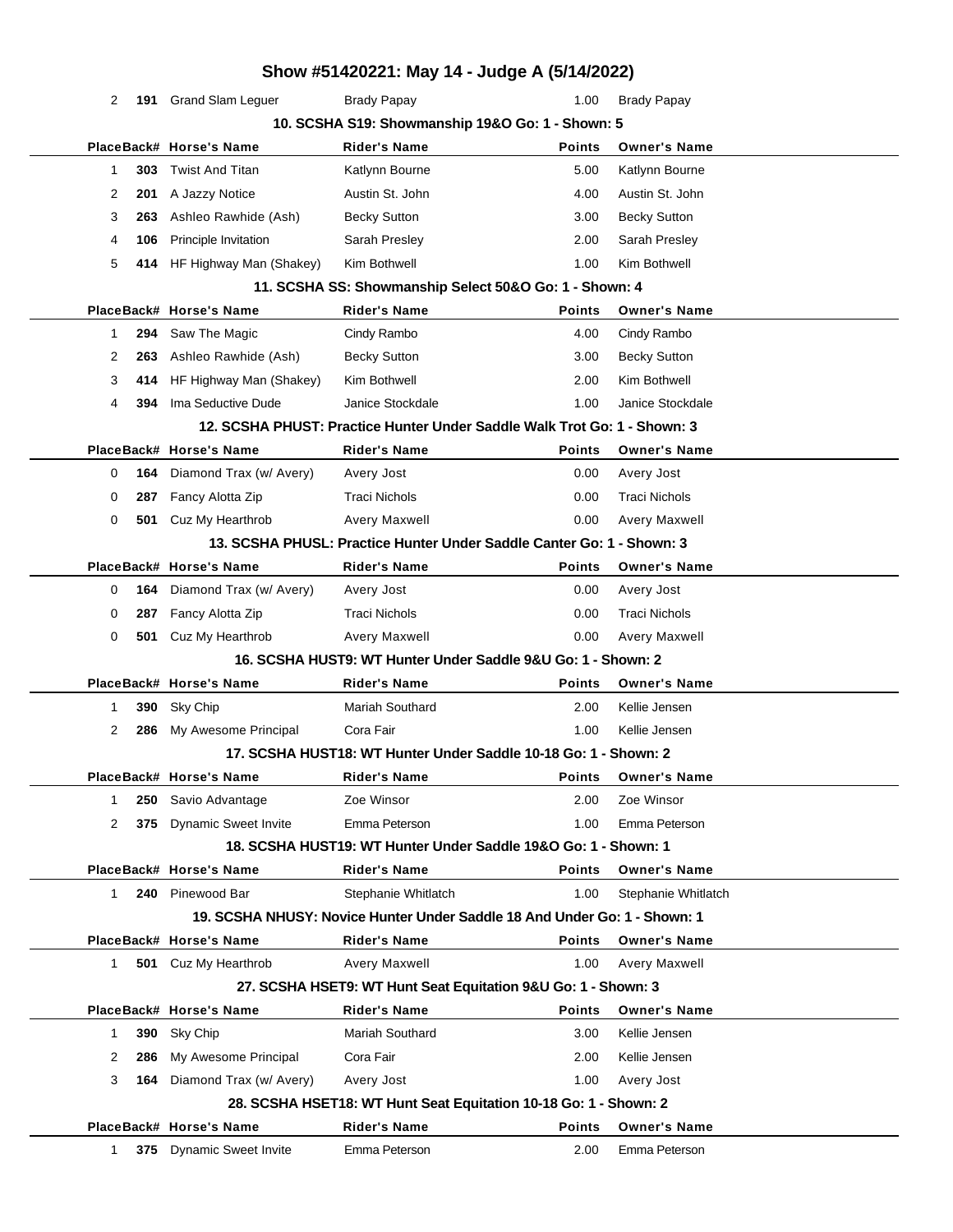# Show #51420221: May 14 - Judge A (5/14/2022)

| Place | Back# | Horse's Name | Rider's Name | Points | Owner's Name |
|---|---|---|---|---|---|
| 2 | **191** | Grand Slam Leguer | Brady Papay | 1.00 | Brady Papay |

### 10. SCSHA S19: Showmanship 19&O Go: 1 - Shown: 5

| Place | Back# | Horse's Name | Rider's Name | Points | Owner's Name |
|---|---|---|---|---|---|
| 1 | **303** | Twist And Titan | Katlynn Bourne | 5.00 | Katlynn Bourne |
| 2 | **201** | A Jazzy Notice | Austin St. John | 4.00 | Austin St. John |
| 3 | **263** | Ashleo Rawhide (Ash) | Becky Sutton | 3.00 | Becky Sutton |
| 4 | **106** | Principle Invitation | Sarah Presley | 2.00 | Sarah Presley |
| 5 | **414** | HF Highway Man (Shakey) | Kim Bothwell | 1.00 | Kim Bothwell |

### 11. SCSHA SS: Showmanship Select 50&O Go: 1 - Shown: 4

| Place | Back# | Horse's Name | Rider's Name | Points | Owner's Name |
|---|---|---|---|---|---|
| 1 | **294** | Saw The Magic | Cindy Rambo | 4.00 | Cindy Rambo |
| 2 | **263** | Ashleo Rawhide (Ash) | Becky Sutton | 3.00 | Becky Sutton |
| 3 | **414** | HF Highway Man (Shakey) | Kim Bothwell | 2.00 | Kim Bothwell |
| 4 | **394** | Ima Seductive Dude | Janice Stockdale | 1.00 | Janice Stockdale |

### 12. SCSHA PHUST: Practice Hunter Under Saddle Walk Trot Go: 1 - Shown: 3

| Place | Back# | Horse's Name | Rider's Name | Points | Owner's Name |
|---|---|---|---|---|---|
| 0 | **164** | Diamond Trax (w/ Avery) | Avery Jost | 0.00 | Avery Jost |
| 0 | **287** | Fancy Alotta Zip | Traci Nichols | 0.00 | Traci Nichols |
| 0 | **501** | Cuz My Hearthrob | Avery Maxwell | 0.00 | Avery Maxwell |

### 13. SCSHA PHUSL: Practice Hunter Under Saddle Canter Go: 1 - Shown: 3

| Place | Back# | Horse's Name | Rider's Name | Points | Owner's Name |
|---|---|---|---|---|---|
| 0 | **164** | Diamond Trax (w/ Avery) | Avery Jost | 0.00 | Avery Jost |
| 0 | **287** | Fancy Alotta Zip | Traci Nichols | 0.00 | Traci Nichols |
| 0 | **501** | Cuz My Hearthrob | Avery Maxwell | 0.00 | Avery Maxwell |

### 16. SCSHA HUST9: WT Hunter Under Saddle 9&U Go: 1 - Shown: 2

| Place | Back# | Horse's Name | Rider's Name | Points | Owner's Name |
|---|---|---|---|---|---|
| 1 | **390** | Sky Chip | Mariah Southard | 2.00 | Kellie Jensen |
| 2 | **286** | My Awesome Principal | Cora Fair | 1.00 | Kellie Jensen |

### 17. SCSHA HUST18: WT Hunter Under Saddle 10-18 Go: 1 - Shown: 2

| Place | Back# | Horse's Name | Rider's Name | Points | Owner's Name |
|---|---|---|---|---|---|
| 1 | **250** | Savio Advantage | Zoe Winsor | 2.00 | Zoe Winsor |
| 2 | **375** | Dynamic Sweet Invite | Emma Peterson | 1.00 | Emma Peterson |

### 18. SCSHA HUST19: WT Hunter Under Saddle 19&O Go: 1 - Shown: 1

| Place | Back# | Horse's Name | Rider's Name | Points | Owner's Name |
|---|---|---|---|---|---|
| 1 | **240** | Pinewood Bar | Stephanie Whitlatch | 1.00 | Stephanie Whitlatch |

### 19. SCSHA NHUSY: Novice Hunter Under Saddle 18 And Under Go: 1 - Shown: 1

| Place | Back# | Horse's Name | Rider's Name | Points | Owner's Name |
|---|---|---|---|---|---|
| 1 | **501** | Cuz My Hearthrob | Avery Maxwell | 1.00 | Avery Maxwell |

### 27. SCSHA HSET9: WT Hunt Seat Equitation 9&U Go: 1 - Shown: 3

| Place | Back# | Horse's Name | Rider's Name | Points | Owner's Name |
|---|---|---|---|---|---|
| 1 | **390** | Sky Chip | Mariah Southard | 3.00 | Kellie Jensen |
| 2 | **286** | My Awesome Principal | Cora Fair | 2.00 | Kellie Jensen |
| 3 | **164** | Diamond Trax (w/ Avery) | Avery Jost | 1.00 | Avery Jost |

### 28. SCSHA HSET18: WT Hunt Seat Equitation 10-18 Go: 1 - Shown: 2

| Place | Back# | Horse's Name | Rider's Name | Points | Owner's Name |
|---|---|---|---|---|---|
| 1 | **375** | Dynamic Sweet Invite | Emma Peterson | 2.00 | Emma Peterson |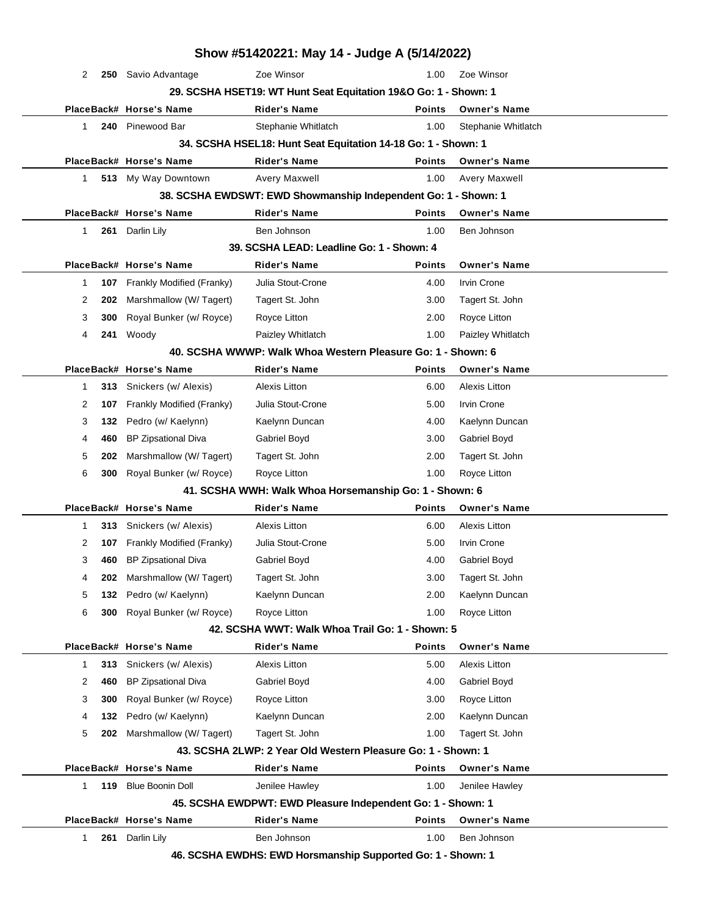# Show #51420221: May 14 - Judge A (5/14/2022)

| Place | Back# | Horse's Name | Rider's Name | Points | Owner's Name |
|---|---|---|---|---|---|
| 2 | **250** | Savio Advantage | Zoe Winsor | 1.00 | Zoe Winsor |

### 29. SCSHA HSET19: WT Hunt Seat Equitation 19&O Go: 1 - Shown: 1

| Place | Back# | Horse's Name | Rider's Name | Points | Owner's Name |
|---|---|---|---|---|---|
| 1 | **240** | Pinewood Bar | Stephanie Whitlatch | 1.00 | Stephanie Whitlatch |

### 34. SCSHA HSEL18: Hunt Seat Equitation 14-18 Go: 1 - Shown: 1

| Place | Back# | Horse's Name | Rider's Name | Points | Owner's Name |
|---|---|---|---|---|---|
| 1 | **513** | My Way Downtown | Avery Maxwell | 1.00 | Avery Maxwell |

### 38. SCSHA EWDSWT: EWD Showmanship Independent Go: 1 - Shown: 1

| Place | Back# | Horse's Name | Rider's Name | Points | Owner's Name |
|---|---|---|---|---|---|
| 1 | **261** | Darlin Lily | Ben Johnson | 1.00 | Ben Johnson |

### 39. SCSHA LEAD: Leadline Go: 1 - Shown: 4

| Place | Back# | Horse's Name | Rider's Name | Points | Owner's Name |
|---|---|---|---|---|---|
| 1 | **107** | Frankly Modified (Franky) | Julia Stout-Crone | 4.00 | Irvin Crone |
| 2 | **202** | Marshmallow (W/ Tagert) | Tagert St. John | 3.00 | Tagert St. John |
| 3 | **300** | Royal Bunker (w/ Royce) | Royce Litton | 2.00 | Royce Litton |
| 4 | **241** | Woody | Paizley Whitlatch | 1.00 | Paizley Whitlatch |

### 40. SCSHA WWWP: Walk Whoa Western Pleasure Go: 1 - Shown: 6

| Place | Back# | Horse's Name | Rider's Name | Points | Owner's Name |
|---|---|---|---|---|---|
| 1 | **313** | Snickers (w/ Alexis) | Alexis Litton | 6.00 | Alexis Litton |
| 2 | **107** | Frankly Modified (Franky) | Julia Stout-Crone | 5.00 | Irvin Crone |
| 3 | **132** | Pedro (w/ Kaelynn) | Kaelynn Duncan | 4.00 | Kaelynn Duncan |
| 4 | **460** | BP Zipsational Diva | Gabriel Boyd | 3.00 | Gabriel Boyd |
| 5 | **202** | Marshmallow (W/ Tagert) | Tagert St. John | 2.00 | Tagert St. John |
| 6 | **300** | Royal Bunker (w/ Royce) | Royce Litton | 1.00 | Royce Litton |

### 41. SCSHA WWH: Walk Whoa Horsemanship Go: 1 - Shown: 6

| Place | Back# | Horse's Name | Rider's Name | Points | Owner's Name |
|---|---|---|---|---|---|
| 1 | **313** | Snickers (w/ Alexis) | Alexis Litton | 6.00 | Alexis Litton |
| 2 | **107** | Frankly Modified (Franky) | Julia Stout-Crone | 5.00 | Irvin Crone |
| 3 | **460** | BP Zipsational Diva | Gabriel Boyd | 4.00 | Gabriel Boyd |
| 4 | **202** | Marshmallow (W/ Tagert) | Tagert St. John | 3.00 | Tagert St. John |
| 5 | **132** | Pedro (w/ Kaelynn) | Kaelynn Duncan | 2.00 | Kaelynn Duncan |
| 6 | **300** | Royal Bunker (w/ Royce) | Royce Litton | 1.00 | Royce Litton |

### 42. SCSHA WWT: Walk Whoa Trail Go: 1 - Shown: 5

| Place | Back# | Horse's Name | Rider's Name | Points | Owner's Name |
|---|---|---|---|---|---|
| 1 | **313** | Snickers (w/ Alexis) | Alexis Litton | 5.00 | Alexis Litton |
| 2 | **460** | BP Zipsational Diva | Gabriel Boyd | 4.00 | Gabriel Boyd |
| 3 | **300** | Royal Bunker (w/ Royce) | Royce Litton | 3.00 | Royce Litton |
| 4 | **132** | Pedro (w/ Kaelynn) | Kaelynn Duncan | 2.00 | Kaelynn Duncan |
| 5 | **202** | Marshmallow (W/ Tagert) | Tagert St. John | 1.00 | Tagert St. John |

### 43. SCSHA 2LWP: 2 Year Old Western Pleasure Go: 1 - Shown: 1

| Place | Back# | Horse's Name | Rider's Name | Points | Owner's Name |
|---|---|---|---|---|---|
| 1 | **119** | Blue Boonin Doll | Jenilee Hawley | 1.00 | Jenilee Hawley |

### 45. SCSHA EWDPWT: EWD Pleasure Independent Go: 1 - Shown: 1

| Place | Back# | Horse's Name | Rider's Name | Points | Owner's Name |
|---|---|---|---|---|---|
| 1 | **261** | Darlin Lily | Ben Johnson | 1.00 | Ben Johnson |

### 46. SCSHA EWDHS: EWD Horsmanship Supported Go: 1 - Shown: 1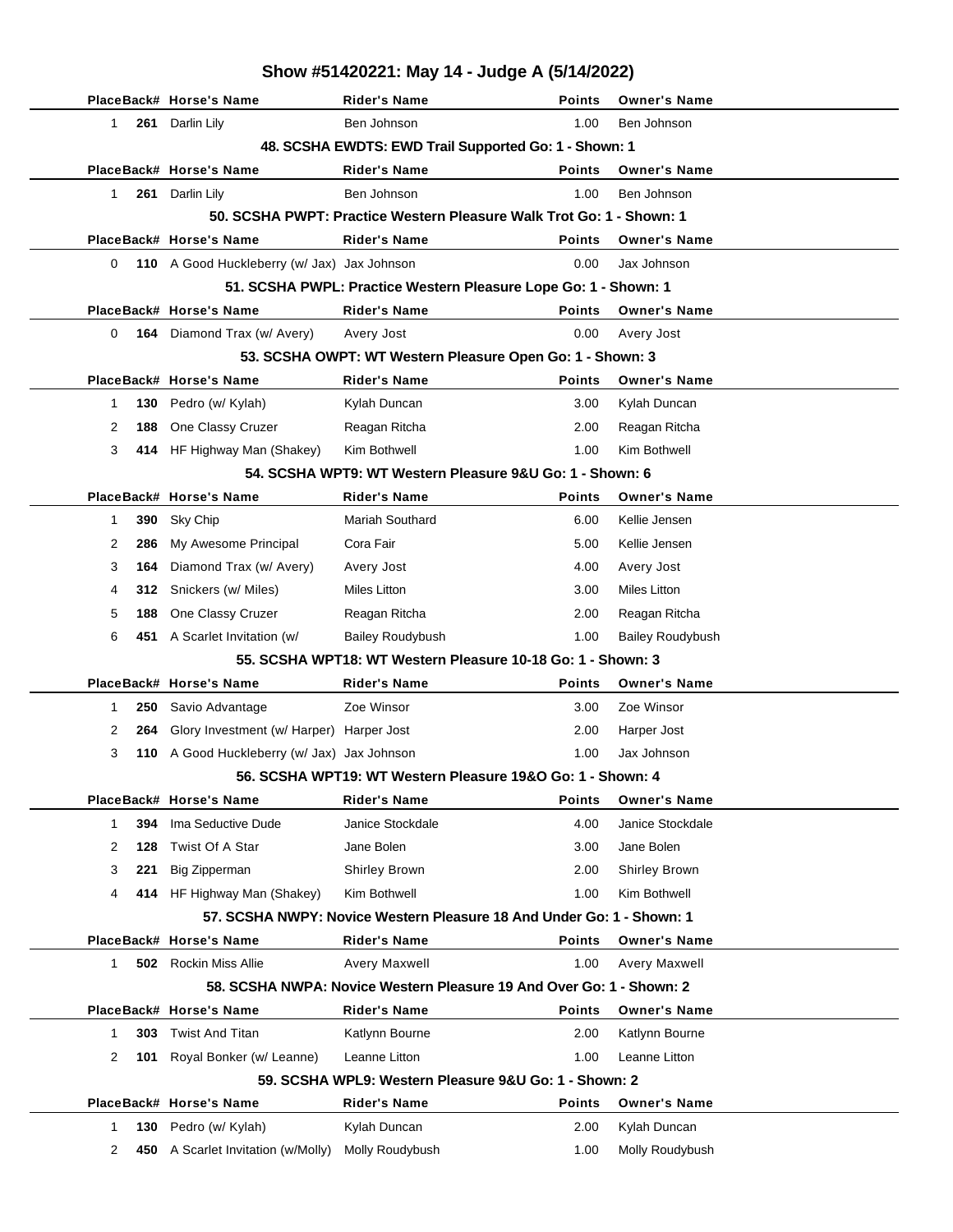# Show #51420221: May 14 - Judge A (5/14/2022)

| Place | Back# | Horse's Name | Rider's Name | Points | Owner's Name |
|---|---|---|---|---|---|
| 1 | **261** | Darlin Lily | Ben Johnson | 1.00 | Ben Johnson |

### 48. SCSHA EWDTS: EWD Trail Supported Go: 1 - Shown: 1

| Place | Back# | Horse's Name | Rider's Name | Points | Owner's Name |
|---|---|---|---|---|---|
| 1 | **261** | Darlin Lily | Ben Johnson | 1.00 | Ben Johnson |

### 50. SCSHA PWPT: Practice Western Pleasure Walk Trot Go: 1 - Shown: 1

| Place | Back# | Horse's Name | Rider's Name | Points | Owner's Name |
|---|---|---|---|---|---|
| 0 | **110** | A Good Huckleberry (w/ Jax) | Jax Johnson | 0.00 | Jax Johnson |

### 51. SCSHA PWPL: Practice Western Pleasure Lope Go: 1 - Shown: 1

| Place | Back# | Horse's Name | Rider's Name | Points | Owner's Name |
|---|---|---|---|---|---|
| 0 | **164** | Diamond Trax (w/ Avery) | Avery Jost | 0.00 | Avery Jost |

### 53. SCSHA OWPT: WT Western Pleasure Open Go: 1 - Shown: 3

| Place | Back# | Horse's Name | Rider's Name | Points | Owner's Name |
|---|---|---|---|---|---|
| 1 | **130** | Pedro (w/ Kylah) | Kylah Duncan | 3.00 | Kylah Duncan |
| 2 | **188** | One Classy Cruzer | Reagan Ritcha | 2.00 | Reagan Ritcha |
| 3 | **414** | HF Highway Man (Shakey) | Kim Bothwell | 1.00 | Kim Bothwell |

### 54. SCSHA WPT9: WT Western Pleasure 9&U Go: 1 - Shown: 6

| Place | Back# | Horse's Name | Rider's Name | Points | Owner's Name |
|---|---|---|---|---|---|
| 1 | **390** | Sky Chip | Mariah Southard | 6.00 | Kellie Jensen |
| 2 | **286** | My Awesome Principal | Cora Fair | 5.00 | Kellie Jensen |
| 3 | **164** | Diamond Trax (w/ Avery) | Avery Jost | 4.00 | Avery Jost |
| 4 | **312** | Snickers (w/ Miles) | Miles Litton | 3.00 | Miles Litton |
| 5 | **188** | One Classy Cruzer | Reagan Ritcha | 2.00 | Reagan Ritcha |
| 6 | **451** | A Scarlet Invitation (w/ | Bailey Roudybush | 1.00 | Bailey Roudybush |

### 55. SCSHA WPT18: WT Western Pleasure 10-18 Go: 1 - Shown: 3

| Place | Back# | Horse's Name | Rider's Name | Points | Owner's Name |
|---|---|---|---|---|---|
| 1 | **250** | Savio Advantage | Zoe Winsor | 3.00 | Zoe Winsor |
| 2 | **264** | Glory Investment (w/ Harper) | Harper Jost | 2.00 | Harper Jost |
| 3 | **110** | A Good Huckleberry (w/ Jax) | Jax Johnson | 1.00 | Jax Johnson |

### 56. SCSHA WPT19: WT Western Pleasure 19&O Go: 1 - Shown: 4

| Place | Back# | Horse's Name | Rider's Name | Points | Owner's Name |
|---|---|---|---|---|---|
| 1 | **394** | Ima Seductive Dude | Janice Stockdale | 4.00 | Janice Stockdale |
| 2 | **128** | Twist Of A Star | Jane Bolen | 3.00 | Jane Bolen |
| 3 | **221** | Big Zipperman | Shirley Brown | 2.00 | Shirley Brown |
| 4 | **414** | HF Highway Man (Shakey) | Kim Bothwell | 1.00 | Kim Bothwell |

### 57. SCSHA NWPY: Novice Western Pleasure 18 And Under Go: 1 - Shown: 1

| Place | Back# | Horse's Name | Rider's Name | Points | Owner's Name |
|---|---|---|---|---|---|
| 1 | **502** | Rockin Miss Allie | Avery Maxwell | 1.00 | Avery Maxwell |

### 58. SCSHA NWPA: Novice Western Pleasure 19 And Over Go: 1 - Shown: 2

| Place | Back# | Horse's Name | Rider's Name | Points | Owner's Name |
|---|---|---|---|---|---|
| 1 | **303** | Twist And Titan | Katlynn Bourne | 2.00 | Katlynn Bourne |
| 2 | **101** | Royal Bonker (w/ Leanne) | Leanne Litton | 1.00 | Leanne Litton |

### 59. SCSHA WPL9: Western Pleasure 9&U Go: 1 - Shown: 2

| Place | Back# | Horse's Name | Rider's Name | Points | Owner's Name |
|---|---|---|---|---|---|
| 1 | **130** | Pedro (w/ Kylah) | Kylah Duncan | 2.00 | Kylah Duncan |
| 2 | **450** | A Scarlet Invitation (w/Molly) | Molly Roudybush | 1.00 | Molly Roudybush |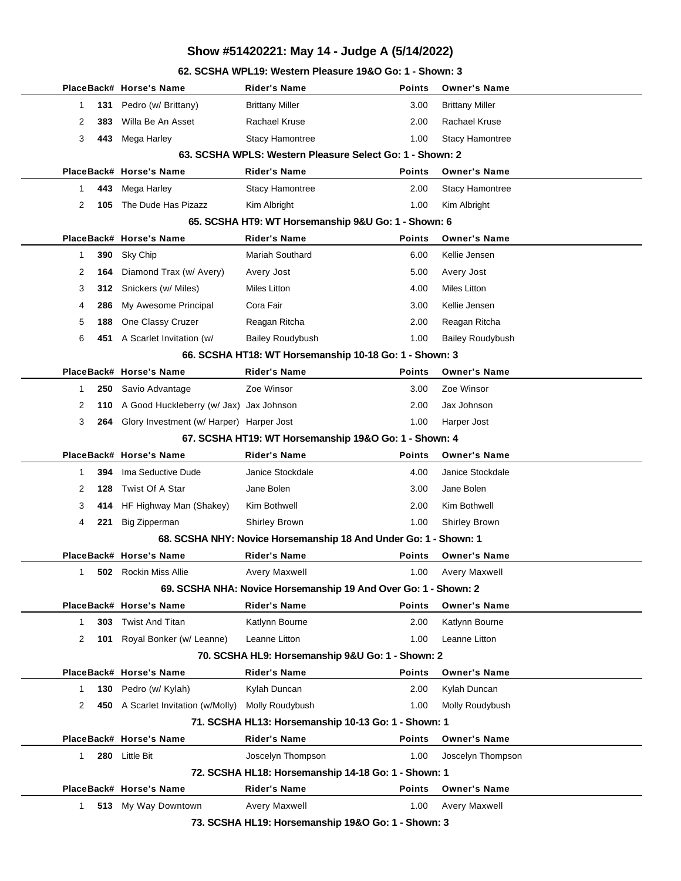# Show #51420221: May 14 - Judge A (5/14/2022)

### 62. SCSHA WPL19: Western Pleasure 19&O Go: 1 - Shown: 3

| Place | Back# | Horse's Name | Rider's Name | Points | Owner's Name |
|---|---|---|---|---|---|
| 1 | 131 | Pedro (w/ Brittany) | Brittany Miller | 3.00 | Brittany Miller |
| 2 | 383 | Willa Be An Asset | Rachael Kruse | 2.00 | Rachael Kruse |
| 3 | 443 | Mega Harley | Stacy Hamontree | 1.00 | Stacy Hamontree |

### 63. SCSHA WPLS: Western Pleasure Select Go: 1 - Shown: 2

| Place | Back# | Horse's Name | Rider's Name | Points | Owner's Name |
|---|---|---|---|---|---|
| 1 | 443 | Mega Harley | Stacy Hamontree | 2.00 | Stacy Hamontree |
| 2 | 105 | The Dude Has Pizazz | Kim Albright | 1.00 | Kim Albright |

### 65. SCSHA HT9: WT Horsemanship 9&U Go: 1 - Shown: 6

| Place | Back# | Horse's Name | Rider's Name | Points | Owner's Name |
|---|---|---|---|---|---|
| 1 | 390 | Sky Chip | Mariah Southard | 6.00 | Kellie Jensen |
| 2 | 164 | Diamond Trax (w/ Avery) | Avery Jost | 5.00 | Avery Jost |
| 3 | 312 | Snickers (w/ Miles) | Miles Litton | 4.00 | Miles Litton |
| 4 | 286 | My Awesome Principal | Cora Fair | 3.00 | Kellie Jensen |
| 5 | 188 | One Classy Cruzer | Reagan Ritcha | 2.00 | Reagan Ritcha |
| 6 | 451 | A Scarlet Invitation (w/ | Bailey Roudybush | 1.00 | Bailey Roudybush |

### 66. SCSHA HT18: WT Horsemanship 10-18 Go: 1 - Shown: 3

| Place | Back# | Horse's Name | Rider's Name | Points | Owner's Name |
|---|---|---|---|---|---|
| 1 | 250 | Savio Advantage | Zoe Winsor | 3.00 | Zoe Winsor |
| 2 | 110 | A Good Huckleberry (w/ Jax) | Jax Johnson | 2.00 | Jax Johnson |
| 3 | 264 | Glory Investment (w/ Harper) | Harper Jost | 1.00 | Harper Jost |

### 67. SCSHA HT19: WT Horsemanship 19&O Go: 1 - Shown: 4

| Place | Back# | Horse's Name | Rider's Name | Points | Owner's Name |
|---|---|---|---|---|---|
| 1 | 394 | Ima Seductive Dude | Janice Stockdale | 4.00 | Janice Stockdale |
| 2 | 128 | Twist Of A Star | Jane Bolen | 3.00 | Jane Bolen |
| 3 | 414 | HF Highway Man (Shakey) | Kim Bothwell | 2.00 | Kim Bothwell |
| 4 | 221 | Big Zipperman | Shirley Brown | 1.00 | Shirley Brown |

### 68. SCSHA NHY: Novice Horsemanship 18 And Under Go: 1 - Shown: 1

| Place | Back# | Horse's Name | Rider's Name | Points | Owner's Name |
|---|---|---|---|---|---|
| 1 | 502 | Rockin Miss Allie | Avery Maxwell | 1.00 | Avery Maxwell |

### 69. SCSHA NHA: Novice Horsemanship 19 And Over Go: 1 - Shown: 2

| Place | Back# | Horse's Name | Rider's Name | Points | Owner's Name |
|---|---|---|---|---|---|
| 1 | 303 | Twist And Titan | Katlynn Bourne | 2.00 | Katlynn Bourne |
| 2 | 101 | Royal Bonker (w/ Leanne) | Leanne Litton | 1.00 | Leanne Litton |

### 70. SCSHA HL9: Horsemanship 9&U Go: 1 - Shown: 2

| Place | Back# | Horse's Name | Rider's Name | Points | Owner's Name |
|---|---|---|---|---|---|
| 1 | 130 | Pedro (w/ Kylah) | Kylah Duncan | 2.00 | Kylah Duncan |
| 2 | 450 | A Scarlet Invitation (w/Molly) | Molly Roudybush | 1.00 | Molly Roudybush |

### 71. SCSHA HL13: Horsemanship 10-13 Go: 1 - Shown: 1

| Place | Back# | Horse's Name | Rider's Name | Points | Owner's Name |
|---|---|---|---|---|---|
| 1 | 280 | Little Bit | Joscelyn Thompson | 1.00 | Joscelyn Thompson |

### 72. SCSHA HL18: Horsemanship 14-18 Go: 1 - Shown: 1

| Place | Back# | Horse's Name | Rider's Name | Points | Owner's Name |
|---|---|---|---|---|---|
| 1 | 513 | My Way Downtown | Avery Maxwell | 1.00 | Avery Maxwell |

### 73. SCSHA HL19: Horsemanship 19&O Go: 1 - Shown: 3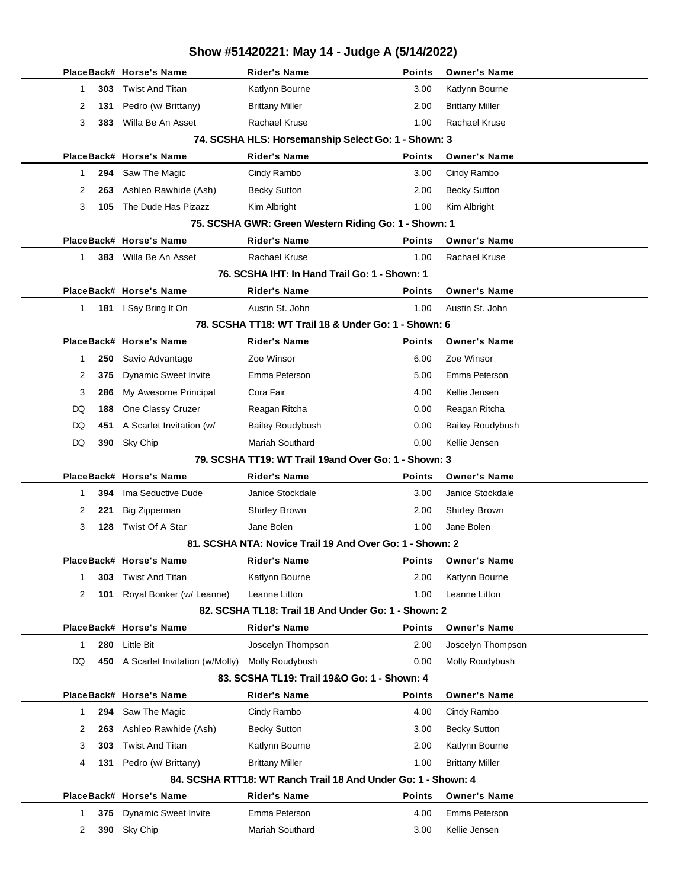# Show #51420221: May 14 - Judge A (5/14/2022)

| Place | Back# | Horse's Name | Rider's Name | Points | Owner's Name |
|---|---|---|---|---|---|
| 1 | 303 | Twist And Titan | Katlynn Bourne | 3.00 | Katlynn Bourne |
| 2 | 131 | Pedro (w/ Brittany) | Brittany Miller | 2.00 | Brittany Miller |
| 3 | 383 | Willa Be An Asset | Rachael Kruse | 1.00 | Rachael Kruse |

### 74. SCSHA HLS: Horsemanship Select Go: 1 - Shown: 3

| Place | Back# | Horse's Name | Rider's Name | Points | Owner's Name |
|---|---|---|---|---|---|
| 1 | 294 | Saw The Magic | Cindy Rambo | 3.00 | Cindy Rambo |
| 2 | 263 | Ashleo Rawhide (Ash) | Becky Sutton | 2.00 | Becky Sutton |
| 3 | 105 | The Dude Has Pizazz | Kim Albright | 1.00 | Kim Albright |

### 75. SCSHA GWR: Green Western Riding Go: 1 - Shown: 1

| Place | Back# | Horse's Name | Rider's Name | Points | Owner's Name |
|---|---|---|---|---|---|
| 1 | 383 | Willa Be An Asset | Rachael Kruse | 1.00 | Rachael Kruse |

### 76. SCSHA IHT: In Hand Trail Go: 1 - Shown: 1

| Place | Back# | Horse's Name | Rider's Name | Points | Owner's Name |
|---|---|---|---|---|---|
| 1 | 181 | I Say Bring It On | Austin St. John | 1.00 | Austin St. John |

### 78. SCSHA TT18: WT Trail 18 & Under Go: 1 - Shown: 6

| Place | Back# | Horse's Name | Rider's Name | Points | Owner's Name |
|---|---|---|---|---|---|
| 1 | 250 | Savio Advantage | Zoe Winsor | 6.00 | Zoe Winsor |
| 2 | 375 | Dynamic Sweet Invite | Emma Peterson | 5.00 | Emma Peterson |
| 3 | 286 | My Awesome Principal | Cora Fair | 4.00 | Kellie Jensen |
| DQ | 188 | One Classy Cruzer | Reagan Ritcha | 0.00 | Reagan Ritcha |
| DQ | 451 | A Scarlet Invitation (w/ | Bailey Roudybush | 0.00 | Bailey Roudybush |
| DQ | 390 | Sky Chip | Mariah Southard | 0.00 | Kellie Jensen |

### 79. SCSHA TT19: WT Trail 19and Over Go: 1 - Shown: 3

| Place | Back# | Horse's Name | Rider's Name | Points | Owner's Name |
|---|---|---|---|---|---|
| 1 | 394 | Ima Seductive Dude | Janice Stockdale | 3.00 | Janice Stockdale |
| 2 | 221 | Big Zipperman | Shirley Brown | 2.00 | Shirley Brown |
| 3 | 128 | Twist Of A Star | Jane Bolen | 1.00 | Jane Bolen |

### 81. SCSHA NTA: Novice Trail 19 And Over Go: 1 - Shown: 2

| Place | Back# | Horse's Name | Rider's Name | Points | Owner's Name |
|---|---|---|---|---|---|
| 1 | 303 | Twist And Titan | Katlynn Bourne | 2.00 | Katlynn Bourne |
| 2 | 101 | Royal Bonker (w/ Leanne) | Leanne Litton | 1.00 | Leanne Litton |

### 82. SCSHA TL18: Trail 18 And Under Go: 1 - Shown: 2

| Place | Back# | Horse's Name | Rider's Name | Points | Owner's Name |
|---|---|---|---|---|---|
| 1 | 280 | Little Bit | Joscelyn Thompson | 2.00 | Joscelyn Thompson |
| DQ | 450 | A Scarlet Invitation (w/Molly) | Molly Roudybush | 0.00 | Molly Roudybush |

### 83. SCSHA TL19: Trail 19&O Go: 1 - Shown: 4

| Place | Back# | Horse's Name | Rider's Name | Points | Owner's Name |
|---|---|---|---|---|---|
| 1 | 294 | Saw The Magic | Cindy Rambo | 4.00 | Cindy Rambo |
| 2 | 263 | Ashleo Rawhide (Ash) | Becky Sutton | 3.00 | Becky Sutton |
| 3 | 303 | Twist And Titan | Katlynn Bourne | 2.00 | Katlynn Bourne |
| 4 | 131 | Pedro (w/ Brittany) | Brittany Miller | 1.00 | Brittany Miller |

### 84. SCSHA RTT18: WT Ranch Trail 18 And Under Go: 1 - Shown: 4

| Place | Back# | Horse's Name | Rider's Name | Points | Owner's Name |
|---|---|---|---|---|---|
| 1 | 375 | Dynamic Sweet Invite | Emma Peterson | 4.00 | Emma Peterson |
| 2 | 390 | Sky Chip | Mariah Southard | 3.00 | Kellie Jensen |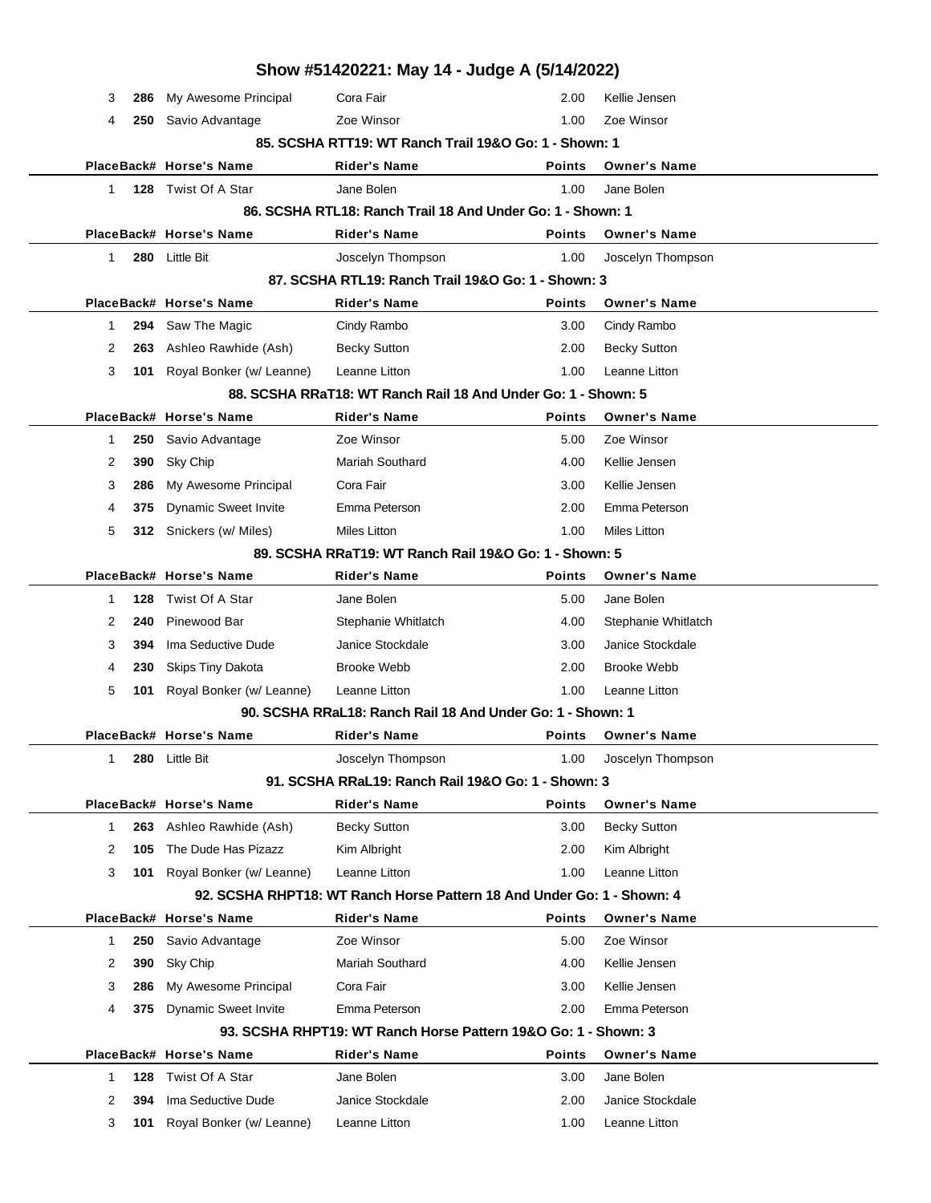# Show #51420221: May 14 - Judge A (5/14/2022)

| Place | Back# | Horse's Name | Rider's Name | Points | Owner's Name |
|---|---|---|---|---|---|
| 3 | **286** | My Awesome Principal | Cora Fair | 2.00 | Kellie Jensen |
| 4 | **250** | Savio Advantage | Zoe Winsor | 1.00 | Zoe Winsor |

### 85. SCSHA RTT19: WT Ranch Trail 19&O Go: 1 - Shown: 1

| Place | Back# | Horse's Name | Rider's Name | Points | Owner's Name |
|---|---|---|---|---|---|
| 1 | **128** | Twist Of A Star | Jane Bolen | 1.00 | Jane Bolen |

### 86. SCSHA RTL18: Ranch Trail 18 And Under Go: 1 - Shown: 1

| Place | Back# | Horse's Name | Rider's Name | Points | Owner's Name |
|---|---|---|---|---|---|
| 1 | **280** | Little Bit | Joscelyn Thompson | 1.00 | Joscelyn Thompson |

### 87. SCSHA RTL19: Ranch Trail 19&O Go: 1 - Shown: 3

| Place | Back# | Horse's Name | Rider's Name | Points | Owner's Name |
|---|---|---|---|---|---|
| 1 | **294** | Saw The Magic | Cindy Rambo | 3.00 | Cindy Rambo |
| 2 | **263** | Ashleo Rawhide (Ash) | Becky Sutton | 2.00 | Becky Sutton |
| 3 | **101** | Royal Bonker (w/ Leanne) | Leanne Litton | 1.00 | Leanne Litton |

### 88. SCSHA RRaT18: WT Ranch Rail 18 And Under Go: 1 - Shown: 5

| Place | Back# | Horse's Name | Rider's Name | Points | Owner's Name |
|---|---|---|---|---|---|
| 1 | **250** | Savio Advantage | Zoe Winsor | 5.00 | Zoe Winsor |
| 2 | **390** | Sky Chip | Mariah Southard | 4.00 | Kellie Jensen |
| 3 | **286** | My Awesome Principal | Cora Fair | 3.00 | Kellie Jensen |
| 4 | **375** | Dynamic Sweet Invite | Emma Peterson | 2.00 | Emma Peterson |
| 5 | **312** | Snickers (w/ Miles) | Miles Litton | 1.00 | Miles Litton |

### 89. SCSHA RRaT19: WT Ranch Rail 19&O Go: 1 - Shown: 5

| Place | Back# | Horse's Name | Rider's Name | Points | Owner's Name |
|---|---|---|---|---|---|
| 1 | **128** | Twist Of A Star | Jane Bolen | 5.00 | Jane Bolen |
| 2 | **240** | Pinewood Bar | Stephanie Whitlatch | 4.00 | Stephanie Whitlatch |
| 3 | **394** | Ima Seductive Dude | Janice Stockdale | 3.00 | Janice Stockdale |
| 4 | **230** | Skips Tiny Dakota | Brooke Webb | 2.00 | Brooke Webb |
| 5 | **101** | Royal Bonker (w/ Leanne) | Leanne Litton | 1.00 | Leanne Litton |

### 90. SCSHA RRaL18: Ranch Rail 18 And Under Go: 1 - Shown: 1

| Place | Back# | Horse's Name | Rider's Name | Points | Owner's Name |
|---|---|---|---|---|---|
| 1 | **280** | Little Bit | Joscelyn Thompson | 1.00 | Joscelyn Thompson |

### 91. SCSHA RRaL19: Ranch Rail 19&O Go: 1 - Shown: 3

| Place | Back# | Horse's Name | Rider's Name | Points | Owner's Name |
|---|---|---|---|---|---|
| 1 | **263** | Ashleo Rawhide (Ash) | Becky Sutton | 3.00 | Becky Sutton |
| 2 | **105** | The Dude Has Pizazz | Kim Albright | 2.00 | Kim Albright |
| 3 | **101** | Royal Bonker (w/ Leanne) | Leanne Litton | 1.00 | Leanne Litton |

### 92. SCSHA RHPT18: WT Ranch Horse Pattern 18 And Under Go: 1 - Shown: 4

| Place | Back# | Horse's Name | Rider's Name | Points | Owner's Name |
|---|---|---|---|---|---|
| 1 | **250** | Savio Advantage | Zoe Winsor | 5.00 | Zoe Winsor |
| 2 | **390** | Sky Chip | Mariah Southard | 4.00 | Kellie Jensen |
| 3 | **286** | My Awesome Principal | Cora Fair | 3.00 | Kellie Jensen |
| 4 | **375** | Dynamic Sweet Invite | Emma Peterson | 2.00 | Emma Peterson |

### 93. SCSHA RHPT19: WT Ranch Horse Pattern 19&O Go: 1 - Shown: 3

| Place | Back# | Horse's Name | Rider's Name | Points | Owner's Name |
|---|---|---|---|---|---|
| 1 | **128** | Twist Of A Star | Jane Bolen | 3.00 | Jane Bolen |
| 2 | **394** | Ima Seductive Dude | Janice Stockdale | 2.00 | Janice Stockdale |
| 3 | **101** | Royal Bonker (w/ Leanne) | Leanne Litton | 1.00 | Leanne Litton |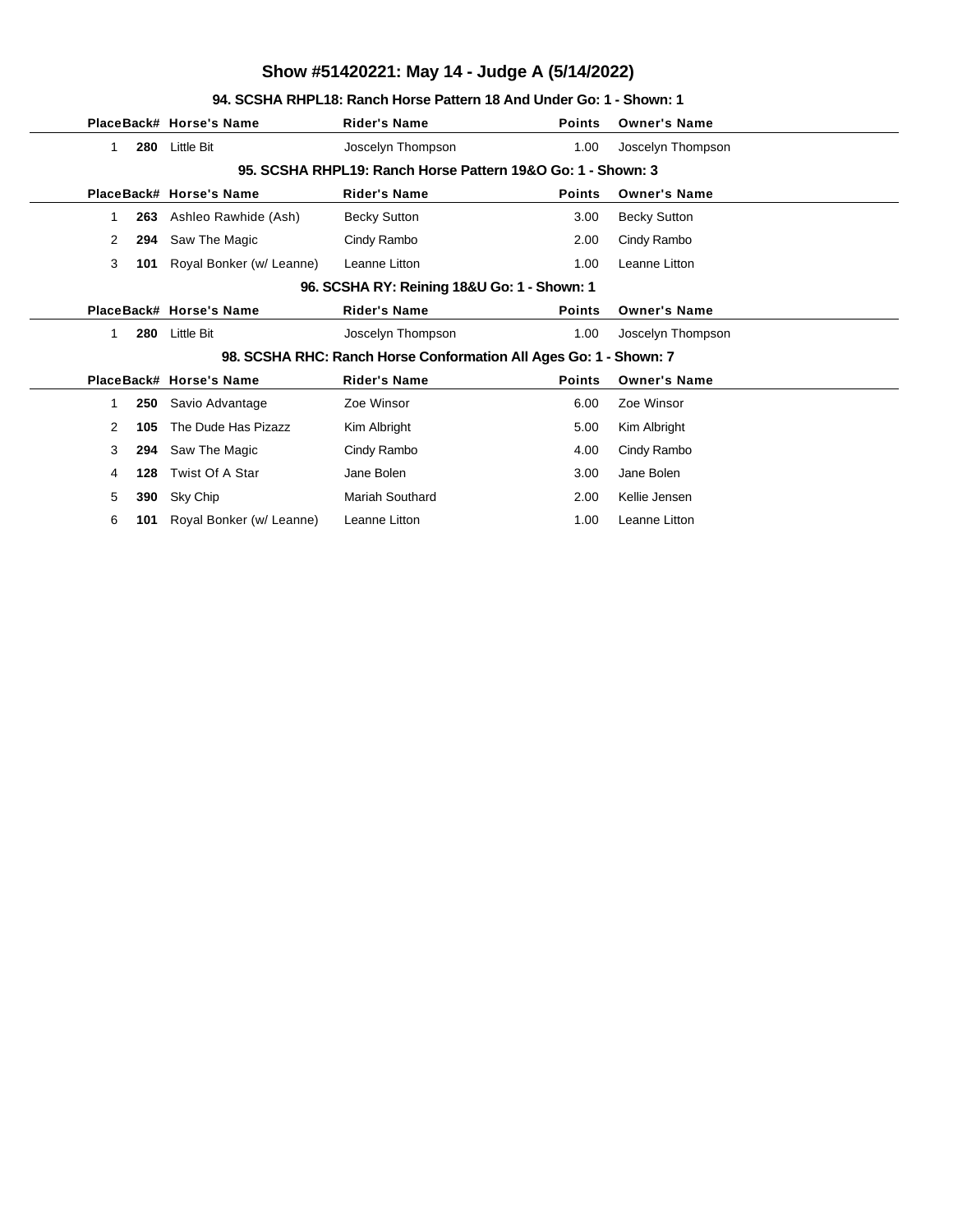# Show #51420221: May 14 - Judge A (5/14/2022)

### 94. SCSHA RHPL18: Ranch Horse Pattern 18 And Under Go: 1 - Shown: 1

| Place | Back# | Horse's Name | Rider's Name | Points | Owner's Name |
|---|---|---|---|---|---|
| 1 | **280** | Little Bit | Joscelyn Thompson | 1.00 | Joscelyn Thompson |

### 95. SCSHA RHPL19: Ranch Horse Pattern 19&O Go: 1 - Shown: 3

| Place | Back# | Horse's Name | Rider's Name | Points | Owner's Name |
|---|---|---|---|---|---|
| 1 | **263** | Ashleo Rawhide (Ash) | Becky Sutton | 3.00 | Becky Sutton |
| 2 | **294** | Saw The Magic | Cindy Rambo | 2.00 | Cindy Rambo |
| 3 | **101** | Royal Bonker (w/ Leanne) | Leanne Litton | 1.00 | Leanne Litton |

### 96. SCSHA RY: Reining 18&U Go: 1 - Shown: 1

| Place | Back# | Horse's Name | Rider's Name | Points | Owner's Name |
|---|---|---|---|---|---|
| 1 | **280** | Little Bit | Joscelyn Thompson | 1.00 | Joscelyn Thompson |

### 98. SCSHA RHC: Ranch Horse Conformation All Ages Go: 1 - Shown: 7

| Place | Back# | Horse's Name | Rider's Name | Points | Owner's Name |
|---|---|---|---|---|---|
| 1 | **250** | Savio Advantage | Zoe Winsor | 6.00 | Zoe Winsor |
| 2 | **105** | The Dude Has Pizazz | Kim Albright | 5.00 | Kim Albright |
| 3 | **294** | Saw The Magic | Cindy Rambo | 4.00 | Cindy Rambo |
| 4 | **128** | Twist Of A Star | Jane Bolen | 3.00 | Jane Bolen |
| 5 | **390** | Sky Chip | Mariah Southard | 2.00 | Kellie Jensen |
| 6 | **101** | Royal Bonker (w/ Leanne) | Leanne Litton | 1.00 | Leanne Litton |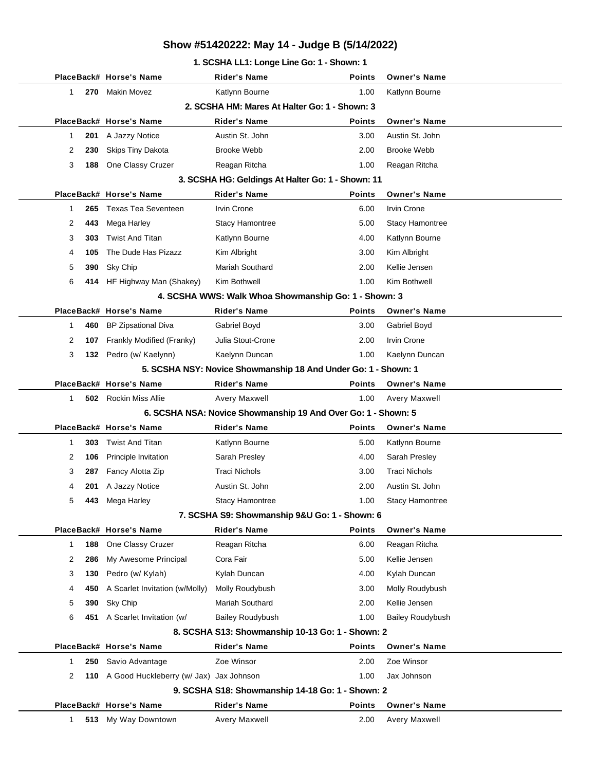# Show #51420222: May 14 - Judge B (5/14/2022)

### 1. SCSHA LL1: Longe Line Go: 1 - Shown: 1

| Place | Back# | Horse's Name | Rider's Name | Points | Owner's Name |
|---|---|---|---|---|---|
| 1 | **270** | Makin Movez | Katlynn Bourne | 1.00 | Katlynn Bourne |

### 2. SCSHA HM: Mares At Halter Go: 1 - Shown: 3

| Place | Back# | Horse's Name | Rider's Name | Points | Owner's Name |
|---|---|---|---|---|---|
| 1 | **201** | A Jazzy Notice | Austin St. John | 3.00 | Austin St. John |
| 2 | **230** | Skips Tiny Dakota | Brooke Webb | 2.00 | Brooke Webb |
| 3 | **188** | One Classy Cruzer | Reagan Ritcha | 1.00 | Reagan Ritcha |

### 3. SCSHA HG: Geldings At Halter Go: 1 - Shown: 11

| Place | Back# | Horse's Name | Rider's Name | Points | Owner's Name |
|---|---|---|---|---|---|
| 1 | **265** | Texas Tea Seventeen | Irvin Crone | 6.00 | Irvin Crone |
| 2 | **443** | Mega Harley | Stacy Hamontree | 5.00 | Stacy Hamontree |
| 3 | **303** | Twist And Titan | Katlynn Bourne | 4.00 | Katlynn Bourne |
| 4 | **105** | The Dude Has Pizazz | Kim Albright | 3.00 | Kim Albright |
| 5 | **390** | Sky Chip | Mariah Southard | 2.00 | Kellie Jensen |
| 6 | **414** | HF Highway Man (Shakey) | Kim Bothwell | 1.00 | Kim Bothwell |

### 4. SCSHA WWS: Walk Whoa Showmanship Go: 1 - Shown: 3

| Place | Back# | Horse's Name | Rider's Name | Points | Owner's Name |
|---|---|---|---|---|---|
| 1 | **460** | BP Zipsational Diva | Gabriel Boyd | 3.00 | Gabriel Boyd |
| 2 | **107** | Frankly Modified (Franky) | Julia Stout-Crone | 2.00 | Irvin Crone |
| 3 | **132** | Pedro (w/ Kaelynn) | Kaelynn Duncan | 1.00 | Kaelynn Duncan |

### 5. SCSHA NSY: Novice Showmanship 18 And Under Go: 1 - Shown: 1

| Place | Back# | Horse's Name | Rider's Name | Points | Owner's Name |
|---|---|---|---|---|---|
| 1 | **502** | Rockin Miss Allie | Avery Maxwell | 1.00 | Avery Maxwell |

### 6. SCSHA NSA: Novice Showmanship 19 And Over Go: 1 - Shown: 5

| Place | Back# | Horse's Name | Rider's Name | Points | Owner's Name |
|---|---|---|---|---|---|
| 1 | **303** | Twist And Titan | Katlynn Bourne | 5.00 | Katlynn Bourne |
| 2 | **106** | Principle Invitation | Sarah Presley | 4.00 | Sarah Presley |
| 3 | **287** | Fancy Alotta Zip | Traci Nichols | 3.00 | Traci Nichols |
| 4 | **201** | A Jazzy Notice | Austin St. John | 2.00 | Austin St. John |
| 5 | **443** | Mega Harley | Stacy Hamontree | 1.00 | Stacy Hamontree |

### 7. SCSHA S9: Showmanship 9&U Go: 1 - Shown: 6

| Place | Back# | Horse's Name | Rider's Name | Points | Owner's Name |
|---|---|---|---|---|---|
| 1 | **188** | One Classy Cruzer | Reagan Ritcha | 6.00 | Reagan Ritcha |
| 2 | **286** | My Awesome Principal | Cora Fair | 5.00 | Kellie Jensen |
| 3 | **130** | Pedro (w/ Kylah) | Kylah Duncan | 4.00 | Kylah Duncan |
| 4 | **450** | A Scarlet Invitation (w/Molly) | Molly Roudybush | 3.00 | Molly Roudybush |
| 5 | **390** | Sky Chip | Mariah Southard | 2.00 | Kellie Jensen |
| 6 | **451** | A Scarlet Invitation (w/ | Bailey Roudybush | 1.00 | Bailey Roudybush |

### 8. SCSHA S13: Showmanship 10-13 Go: 1 - Shown: 2

| Place | Back# | Horse's Name | Rider's Name | Points | Owner's Name |
|---|---|---|---|---|---|
| 1 | **250** | Savio Advantage | Zoe Winsor | 2.00 | Zoe Winsor |
| 2 | **110** | A Good Huckleberry (w/ Jax) | Jax Johnson | 1.00 | Jax Johnson |

### 9. SCSHA S18: Showmanship 14-18 Go: 1 - Shown: 2

| Place | Back# | Horse's Name | Rider's Name | Points | Owner's Name |
|---|---|---|---|---|---|
| 1 | **513** | My Way Downtown | Avery Maxwell | 2.00 | Avery Maxwell |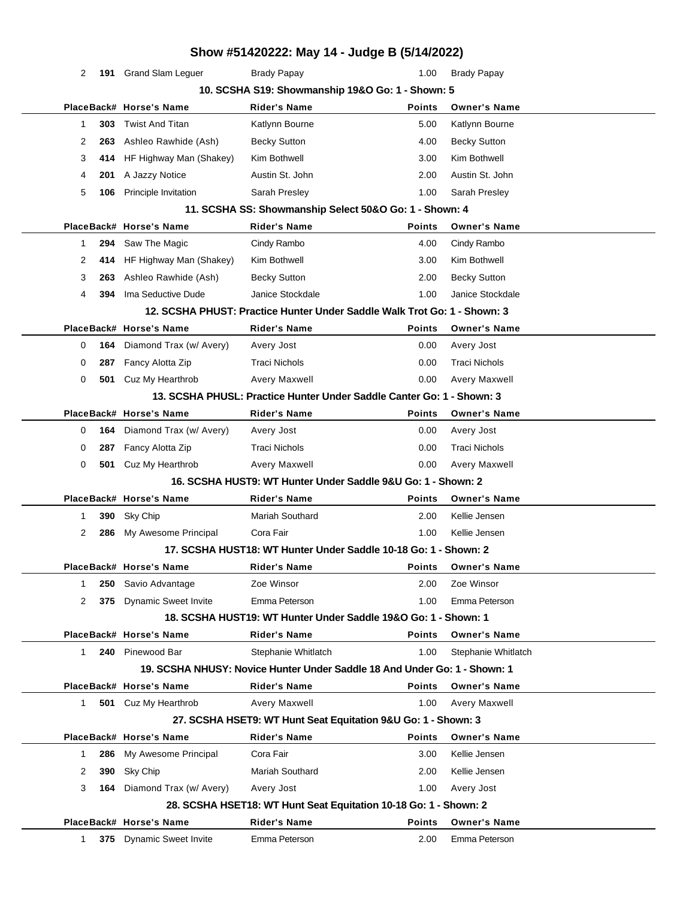# Show #51420222: May 14 - Judge B (5/14/2022)

| Place | Back# | Horse's Name | Rider's Name | Points | Owner's Name |
|---|---|---|---|---|---|
| 2 | 191 | Grand Slam Leguer | Brady Papay | 1.00 | Brady Papay |

### 10. SCSHA S19: Showmanship 19&O Go: 1 - Shown: 5

| Place | Back# | Horse's Name | Rider's Name | Points | Owner's Name |
|---|---|---|---|---|---|
| 1 | 303 | Twist And Titan | Katlynn Bourne | 5.00 | Katlynn Bourne |
| 2 | 263 | Ashleo Rawhide (Ash) | Becky Sutton | 4.00 | Becky Sutton |
| 3 | 414 | HF Highway Man (Shakey) | Kim Bothwell | 3.00 | Kim Bothwell |
| 4 | 201 | A Jazzy Notice | Austin St. John | 2.00 | Austin St. John |
| 5 | 106 | Principle Invitation | Sarah Presley | 1.00 | Sarah Presley |

### 11. SCSHA SS: Showmanship Select 50&O Go: 1 - Shown: 4

| Place | Back# | Horse's Name | Rider's Name | Points | Owner's Name |
|---|---|---|---|---|---|
| 1 | 294 | Saw The Magic | Cindy Rambo | 4.00 | Cindy Rambo |
| 2 | 414 | HF Highway Man (Shakey) | Kim Bothwell | 3.00 | Kim Bothwell |
| 3 | 263 | Ashleo Rawhide (Ash) | Becky Sutton | 2.00 | Becky Sutton |
| 4 | 394 | Ima Seductive Dude | Janice Stockdale | 1.00 | Janice Stockdale |

### 12. SCSHA PHUST: Practice Hunter Under Saddle Walk Trot Go: 1 - Shown: 3

| Place | Back# | Horse's Name | Rider's Name | Points | Owner's Name |
|---|---|---|---|---|---|
| 0 | 164 | Diamond Trax (w/ Avery) | Avery Jost | 0.00 | Avery Jost |
| 0 | 287 | Fancy Alotta Zip | Traci Nichols | 0.00 | Traci Nichols |
| 0 | 501 | Cuz My Hearthrob | Avery Maxwell | 0.00 | Avery Maxwell |

### 13. SCSHA PHUSL: Practice Hunter Under Saddle Canter Go: 1 - Shown: 3

| Place | Back# | Horse's Name | Rider's Name | Points | Owner's Name |
|---|---|---|---|---|---|
| 0 | 164 | Diamond Trax (w/ Avery) | Avery Jost | 0.00 | Avery Jost |
| 0 | 287 | Fancy Alotta Zip | Traci Nichols | 0.00 | Traci Nichols |
| 0 | 501 | Cuz My Hearthrob | Avery Maxwell | 0.00 | Avery Maxwell |

### 16. SCSHA HUST9: WT Hunter Under Saddle 9&U Go: 1 - Shown: 2

| Place | Back# | Horse's Name | Rider's Name | Points | Owner's Name |
|---|---|---|---|---|---|
| 1 | 390 | Sky Chip | Mariah Southard | 2.00 | Kellie Jensen |
| 2 | 286 | My Awesome Principal | Cora Fair | 1.00 | Kellie Jensen |

### 17. SCSHA HUST18: WT Hunter Under Saddle 10-18 Go: 1 - Shown: 2

| Place | Back# | Horse's Name | Rider's Name | Points | Owner's Name |
|---|---|---|---|---|---|
| 1 | 250 | Savio Advantage | Zoe Winsor | 2.00 | Zoe Winsor |
| 2 | 375 | Dynamic Sweet Invite | Emma Peterson | 1.00 | Emma Peterson |

### 18. SCSHA HUST19: WT Hunter Under Saddle 19&O Go: 1 - Shown: 1

| Place | Back# | Horse's Name | Rider's Name | Points | Owner's Name |
|---|---|---|---|---|---|
| 1 | 240 | Pinewood Bar | Stephanie Whitlatch | 1.00 | Stephanie Whitlatch |

### 19. SCSHA NHUSY: Novice Hunter Under Saddle 18 And Under Go: 1 - Shown: 1

| Place | Back# | Horse's Name | Rider's Name | Points | Owner's Name |
|---|---|---|---|---|---|
| 1 | 501 | Cuz My Hearthrob | Avery Maxwell | 1.00 | Avery Maxwell |

### 27. SCSHA HSET9: WT Hunt Seat Equitation 9&U Go: 1 - Shown: 3

| Place | Back# | Horse's Name | Rider's Name | Points | Owner's Name |
|---|---|---|---|---|---|
| 1 | 286 | My Awesome Principal | Cora Fair | 3.00 | Kellie Jensen |
| 2 | 390 | Sky Chip | Mariah Southard | 2.00 | Kellie Jensen |
| 3 | 164 | Diamond Trax (w/ Avery) | Avery Jost | 1.00 | Avery Jost |

### 28. SCSHA HSET18: WT Hunt Seat Equitation 10-18 Go: 1 - Shown: 2

| Place | Back# | Horse's Name | Rider's Name | Points | Owner's Name |
|---|---|---|---|---|---|
| 1 | 375 | Dynamic Sweet Invite | Emma Peterson | 2.00 | Emma Peterson |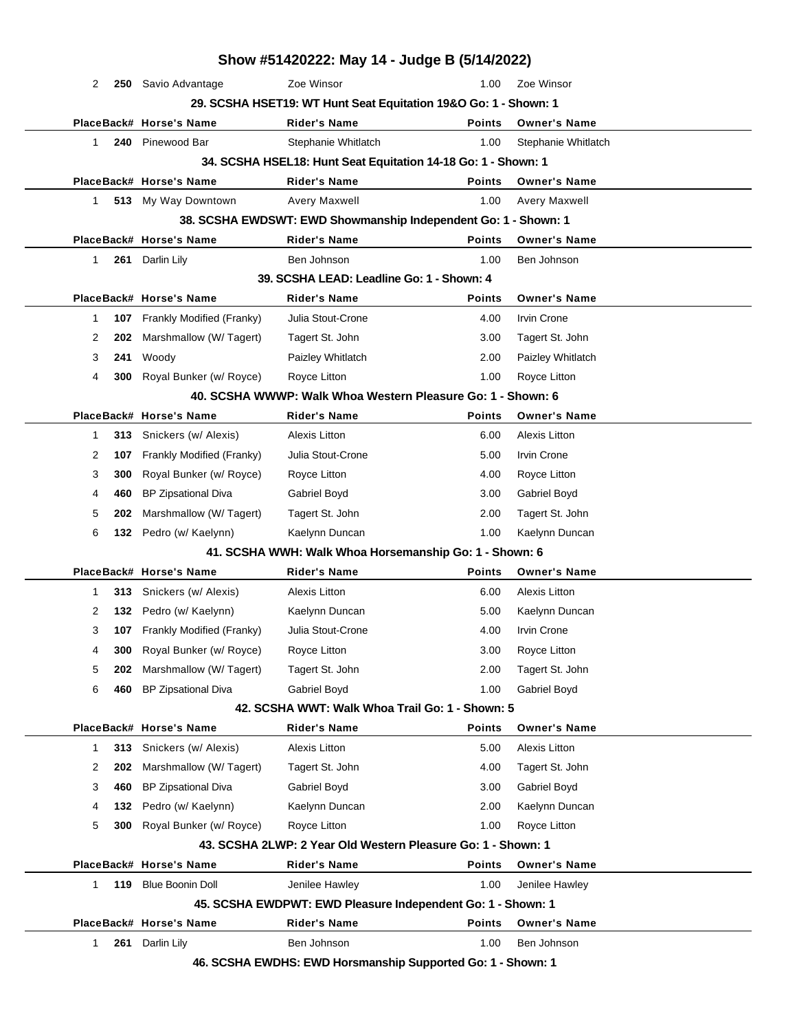# Show #51420222: May 14 - Judge B (5/14/2022)

| Place | Back# | Horse's Name | Rider's Name | Points | Owner's Name |
|---|---|---|---|---|---|
| 2 | 250 | Savio Advantage | Zoe Winsor | 1.00 | Zoe Winsor |

### 29. SCSHA HSET19: WT Hunt Seat Equitation 19&O Go: 1 - Shown: 1

| Place | Back# | Horse's Name | Rider's Name | Points | Owner's Name |
|---|---|---|---|---|---|
| 1 | 240 | Pinewood Bar | Stephanie Whitlatch | 1.00 | Stephanie Whitlatch |

### 34. SCSHA HSEL18: Hunt Seat Equitation 14-18 Go: 1 - Shown: 1

| Place | Back# | Horse's Name | Rider's Name | Points | Owner's Name |
|---|---|---|---|---|---|
| 1 | 513 | My Way Downtown | Avery Maxwell | 1.00 | Avery Maxwell |

### 38. SCSHA EWDSWT: EWD Showmanship Independent Go: 1 - Shown: 1

| Place | Back# | Horse's Name | Rider's Name | Points | Owner's Name |
|---|---|---|---|---|---|
| 1 | 261 | Darlin Lily | Ben Johnson | 1.00 | Ben Johnson |

### 39. SCSHA LEAD: Leadline Go: 1 - Shown: 4

| Place | Back# | Horse's Name | Rider's Name | Points | Owner's Name |
|---|---|---|---|---|---|
| 1 | 107 | Frankly Modified (Franky) | Julia Stout-Crone | 4.00 | Irvin Crone |
| 2 | 202 | Marshmallow (W/ Tagert) | Tagert St. John | 3.00 | Tagert St. John |
| 3 | 241 | Woody | Paizley Whitlatch | 2.00 | Paizley Whitlatch |
| 4 | 300 | Royal Bunker (w/ Royce) | Royce Litton | 1.00 | Royce Litton |

### 40. SCSHA WWWP: Walk Whoa Western Pleasure Go: 1 - Shown: 6

| Place | Back# | Horse's Name | Rider's Name | Points | Owner's Name |
|---|---|---|---|---|---|
| 1 | 313 | Snickers (w/ Alexis) | Alexis Litton | 6.00 | Alexis Litton |
| 2 | 107 | Frankly Modified (Franky) | Julia Stout-Crone | 5.00 | Irvin Crone |
| 3 | 300 | Royal Bunker (w/ Royce) | Royce Litton | 4.00 | Royce Litton |
| 4 | 460 | BP Zipsational Diva | Gabriel Boyd | 3.00 | Gabriel Boyd |
| 5 | 202 | Marshmallow (W/ Tagert) | Tagert St. John | 2.00 | Tagert St. John |
| 6 | 132 | Pedro (w/ Kaelynn) | Kaelynn Duncan | 1.00 | Kaelynn Duncan |

### 41. SCSHA WWH: Walk Whoa Horsemanship Go: 1 - Shown: 6

| Place | Back# | Horse's Name | Rider's Name | Points | Owner's Name |
|---|---|---|---|---|---|
| 1 | 313 | Snickers (w/ Alexis) | Alexis Litton | 6.00 | Alexis Litton |
| 2 | 132 | Pedro (w/ Kaelynn) | Kaelynn Duncan | 5.00 | Kaelynn Duncan |
| 3 | 107 | Frankly Modified (Franky) | Julia Stout-Crone | 4.00 | Irvin Crone |
| 4 | 300 | Royal Bunker (w/ Royce) | Royce Litton | 3.00 | Royce Litton |
| 5 | 202 | Marshmallow (W/ Tagert) | Tagert St. John | 2.00 | Tagert St. John |
| 6 | 460 | BP Zipsational Diva | Gabriel Boyd | 1.00 | Gabriel Boyd |

### 42. SCSHA WWT: Walk Whoa Trail Go: 1 - Shown: 5

| Place | Back# | Horse's Name | Rider's Name | Points | Owner's Name |
|---|---|---|---|---|---|
| 1 | 313 | Snickers (w/ Alexis) | Alexis Litton | 5.00 | Alexis Litton |
| 2 | 202 | Marshmallow (W/ Tagert) | Tagert St. John | 4.00 | Tagert St. John |
| 3 | 460 | BP Zipsational Diva | Gabriel Boyd | 3.00 | Gabriel Boyd |
| 4 | 132 | Pedro (w/ Kaelynn) | Kaelynn Duncan | 2.00 | Kaelynn Duncan |
| 5 | 300 | Royal Bunker (w/ Royce) | Royce Litton | 1.00 | Royce Litton |

### 43. SCSHA 2LWP: 2 Year Old Western Pleasure Go: 1 - Shown: 1

| Place | Back# | Horse's Name | Rider's Name | Points | Owner's Name |
|---|---|---|---|---|---|
| 1 | 119 | Blue Boonin Doll | Jenilee Hawley | 1.00 | Jenilee Hawley |

### 45. SCSHA EWDPWT: EWD Pleasure Independent Go: 1 - Shown: 1

| Place | Back# | Horse's Name | Rider's Name | Points | Owner's Name |
|---|---|---|---|---|---|
| 1 | 261 | Darlin Lily | Ben Johnson | 1.00 | Ben Johnson |

### 46. SCSHA EWDHS: EWD Horsmanship Supported Go: 1 - Shown: 1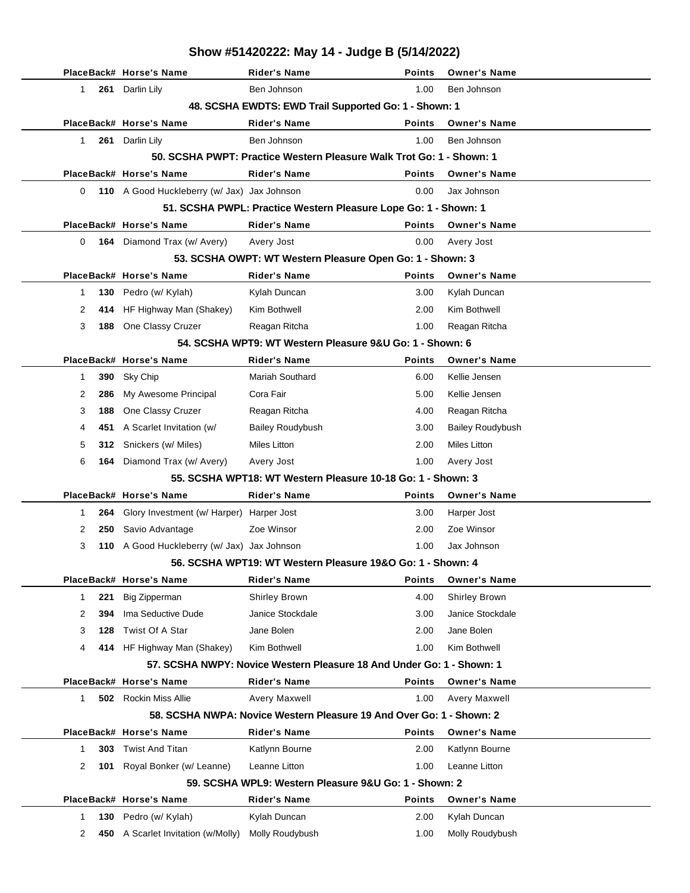# Show #51420222: May 14 - Judge B (5/14/2022)

| Place | Back# | Horse's Name | Rider's Name | Points | Owner's Name |
|---|---|---|---|---|---|
| 1 | 261 | Darlin Lily | Ben Johnson | 1.00 | Ben Johnson |

### 48. SCSHA EWDTS: EWD Trail Supported Go: 1 - Shown: 1

| Place | Back# | Horse's Name | Rider's Name | Points | Owner's Name |
|---|---|---|---|---|---|
| 1 | 261 | Darlin Lily | Ben Johnson | 1.00 | Ben Johnson |

### 50. SCSHA PWPT: Practice Western Pleasure Walk Trot Go: 1 - Shown: 1

| Place | Back# | Horse's Name | Rider's Name | Points | Owner's Name |
|---|---|---|---|---|---|
| 0 | 110 | A Good Huckleberry (w/ Jax) | Jax Johnson | 0.00 | Jax Johnson |

### 51. SCSHA PWPL: Practice Western Pleasure Lope Go: 1 - Shown: 1

| Place | Back# | Horse's Name | Rider's Name | Points | Owner's Name |
|---|---|---|---|---|---|
| 0 | 164 | Diamond Trax (w/ Avery) | Avery Jost | 0.00 | Avery Jost |

### 53. SCSHA OWPT: WT Western Pleasure Open Go: 1 - Shown: 3

| Place | Back# | Horse's Name | Rider's Name | Points | Owner's Name |
|---|---|---|---|---|---|
| 1 | 130 | Pedro (w/ Kylah) | Kylah Duncan | 3.00 | Kylah Duncan |
| 2 | 414 | HF Highway Man (Shakey) | Kim Bothwell | 2.00 | Kim Bothwell |
| 3 | 188 | One Classy Cruzer | Reagan Ritcha | 1.00 | Reagan Ritcha |

### 54. SCSHA WPT9: WT Western Pleasure 9&U Go: 1 - Shown: 6

| Place | Back# | Horse's Name | Rider's Name | Points | Owner's Name |
|---|---|---|---|---|---|
| 1 | 390 | Sky Chip | Mariah Southard | 6.00 | Kellie Jensen |
| 2 | 286 | My Awesome Principal | Cora Fair | 5.00 | Kellie Jensen |
| 3 | 188 | One Classy Cruzer | Reagan Ritcha | 4.00 | Reagan Ritcha |
| 4 | 451 | A Scarlet Invitation (w/ | Bailey Roudybush | 3.00 | Bailey Roudybush |
| 5 | 312 | Snickers (w/ Miles) | Miles Litton | 2.00 | Miles Litton |
| 6 | 164 | Diamond Trax (w/ Avery) | Avery Jost | 1.00 | Avery Jost |

### 55. SCSHA WPT18: WT Western Pleasure 10-18 Go: 1 - Shown: 3

| Place | Back# | Horse's Name | Rider's Name | Points | Owner's Name |
|---|---|---|---|---|---|
| 1 | 264 | Glory Investment (w/ Harper) | Harper Jost | 3.00 | Harper Jost |
| 2 | 250 | Savio Advantage | Zoe Winsor | 2.00 | Zoe Winsor |
| 3 | 110 | A Good Huckleberry (w/ Jax) | Jax Johnson | 1.00 | Jax Johnson |

### 56. SCSHA WPT19: WT Western Pleasure 19&O Go: 1 - Shown: 4

| Place | Back# | Horse's Name | Rider's Name | Points | Owner's Name |
|---|---|---|---|---|---|
| 1 | 221 | Big Zipperman | Shirley Brown | 4.00 | Shirley Brown |
| 2 | 394 | Ima Seductive Dude | Janice Stockdale | 3.00 | Janice Stockdale |
| 3 | 128 | Twist Of A Star | Jane Bolen | 2.00 | Jane Bolen |
| 4 | 414 | HF Highway Man (Shakey) | Kim Bothwell | 1.00 | Kim Bothwell |

### 57. SCSHA NWPY: Novice Western Pleasure 18 And Under Go: 1 - Shown: 1

| Place | Back# | Horse's Name | Rider's Name | Points | Owner's Name |
|---|---|---|---|---|---|
| 1 | 502 | Rockin Miss Allie | Avery Maxwell | 1.00 | Avery Maxwell |

### 58. SCSHA NWPA: Novice Western Pleasure 19 And Over Go: 1 - Shown: 2

| Place | Back# | Horse's Name | Rider's Name | Points | Owner's Name |
|---|---|---|---|---|---|
| 1 | 303 | Twist And Titan | Katlynn Bourne | 2.00 | Katlynn Bourne |
| 2 | 101 | Royal Bonker (w/ Leanne) | Leanne Litton | 1.00 | Leanne Litton |

### 59. SCSHA WPL9: Western Pleasure 9&U Go: 1 - Shown: 2

| Place | Back# | Horse's Name | Rider's Name | Points | Owner's Name |
|---|---|---|---|---|---|
| 1 | 130 | Pedro (w/ Kylah) | Kylah Duncan | 2.00 | Kylah Duncan |
| 2 | 450 | A Scarlet Invitation (w/Molly) | Molly Roudybush | 1.00 | Molly Roudybush |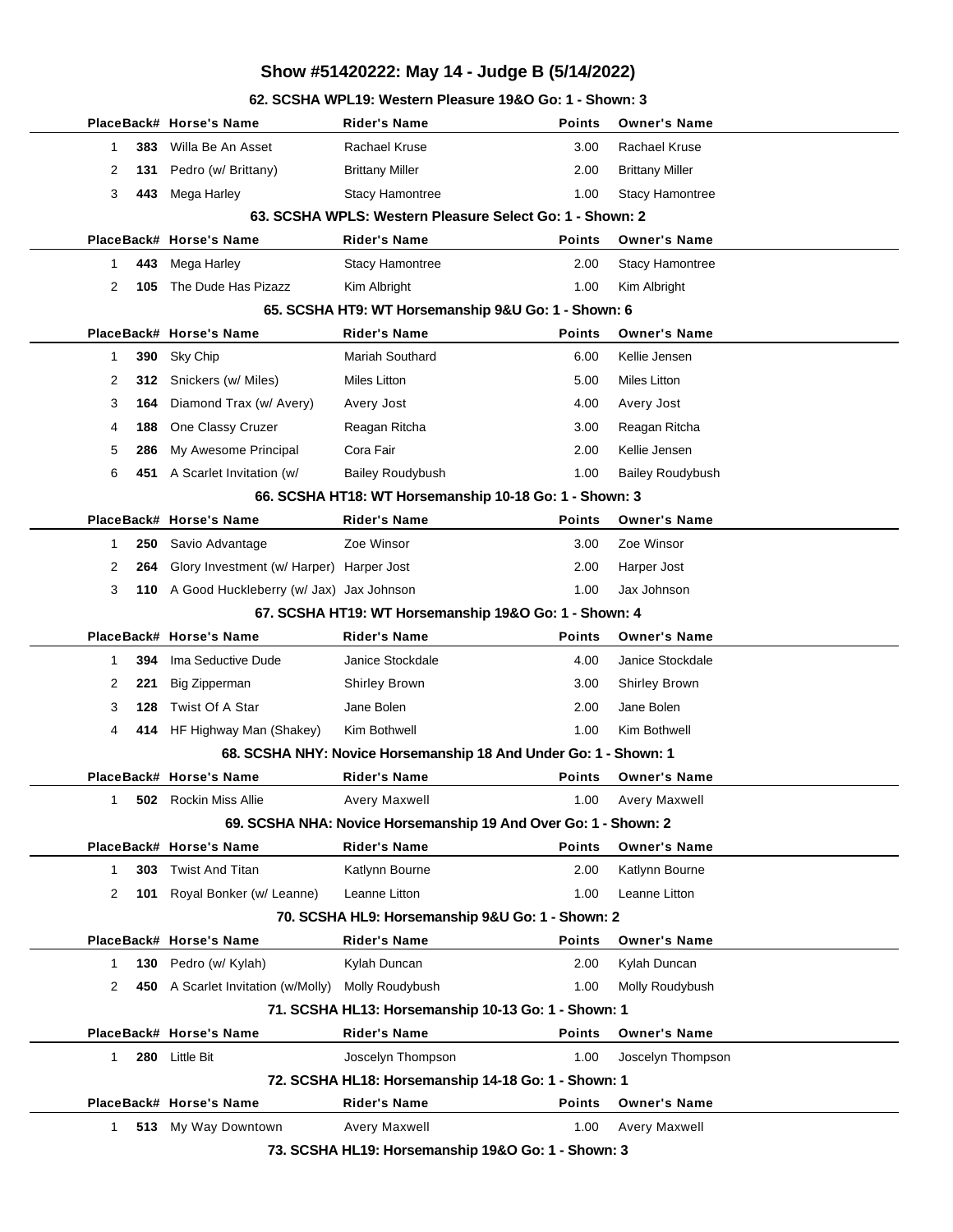# Show #51420222: May 14 - Judge B (5/14/2022)

### 62. SCSHA WPL19: Western Pleasure 19&O Go: 1 - Shown: 3

| Place | Back# | Horse's Name | Rider's Name | Points | Owner's Name |
|---|---|---|---|---|---|
| 1 | **383** | Willa Be An Asset | Rachael Kruse | 3.00 | Rachael Kruse |
| 2 | **131** | Pedro (w/ Brittany) | Brittany Miller | 2.00 | Brittany Miller |
| 3 | **443** | Mega Harley | Stacy Hamontree | 1.00 | Stacy Hamontree |

### 63. SCSHA WPLS: Western Pleasure Select Go: 1 - Shown: 2

| Place | Back# | Horse's Name | Rider's Name | Points | Owner's Name |
|---|---|---|---|---|---|
| 1 | **443** | Mega Harley | Stacy Hamontree | 2.00 | Stacy Hamontree |
| 2 | **105** | The Dude Has Pizazz | Kim Albright | 1.00 | Kim Albright |

### 65. SCSHA HT9: WT Horsemanship 9&U Go: 1 - Shown: 6

| Place | Back# | Horse's Name | Rider's Name | Points | Owner's Name |
|---|---|---|---|---|---|
| 1 | **390** | Sky Chip | Mariah Southard | 6.00 | Kellie Jensen |
| 2 | **312** | Snickers (w/ Miles) | Miles Litton | 5.00 | Miles Litton |
| 3 | **164** | Diamond Trax (w/ Avery) | Avery Jost | 4.00 | Avery Jost |
| 4 | **188** | One Classy Cruzer | Reagan Ritcha | 3.00 | Reagan Ritcha |
| 5 | **286** | My Awesome Principal | Cora Fair | 2.00 | Kellie Jensen |
| 6 | **451** | A Scarlet Invitation (w/ | Bailey Roudybush | 1.00 | Bailey Roudybush |

### 66. SCSHA HT18: WT Horsemanship 10-18 Go: 1 - Shown: 3

| Place | Back# | Horse's Name | Rider's Name | Points | Owner's Name |
|---|---|---|---|---|---|
| 1 | **250** | Savio Advantage | Zoe Winsor | 3.00 | Zoe Winsor |
| 2 | **264** | Glory Investment (w/ Harper) | Harper Jost | 2.00 | Harper Jost |
| 3 | **110** | A Good Huckleberry (w/ Jax) | Jax Johnson | 1.00 | Jax Johnson |

### 67. SCSHA HT19: WT Horsemanship 19&O Go: 1 - Shown: 4

| Place | Back# | Horse's Name | Rider's Name | Points | Owner's Name |
|---|---|---|---|---|---|
| 1 | **394** | Ima Seductive Dude | Janice Stockdale | 4.00 | Janice Stockdale |
| 2 | **221** | Big Zipperman | Shirley Brown | 3.00 | Shirley Brown |
| 3 | **128** | Twist Of A Star | Jane Bolen | 2.00 | Jane Bolen |
| 4 | **414** | HF Highway Man (Shakey) | Kim Bothwell | 1.00 | Kim Bothwell |

### 68. SCSHA NHY: Novice Horsemanship 18 And Under Go: 1 - Shown: 1

| Place | Back# | Horse's Name | Rider's Name | Points | Owner's Name |
|---|---|---|---|---|---|
| 1 | **502** | Rockin Miss Allie | Avery Maxwell | 1.00 | Avery Maxwell |

### 69. SCSHA NHA: Novice Horsemanship 19 And Over Go: 1 - Shown: 2

| Place | Back# | Horse's Name | Rider's Name | Points | Owner's Name |
|---|---|---|---|---|---|
| 1 | **303** | Twist And Titan | Katlynn Bourne | 2.00 | Katlynn Bourne |
| 2 | **101** | Royal Bonker (w/ Leanne) | Leanne Litton | 1.00 | Leanne Litton |

### 70. SCSHA HL9: Horsemanship 9&U Go: 1 - Shown: 2

| Place | Back# | Horse's Name | Rider's Name | Points | Owner's Name |
|---|---|---|---|---|---|
| 1 | **130** | Pedro (w/ Kylah) | Kylah Duncan | 2.00 | Kylah Duncan |
| 2 | **450** | A Scarlet Invitation (w/Molly) | Molly Roudybush | 1.00 | Molly Roudybush |

### 71. SCSHA HL13: Horsemanship 10-13 Go: 1 - Shown: 1

| Place | Back# | Horse's Name | Rider's Name | Points | Owner's Name |
|---|---|---|---|---|---|
| 1 | **280** | Little Bit | Joscelyn Thompson | 1.00 | Joscelyn Thompson |

### 72. SCSHA HL18: Horsemanship 14-18 Go: 1 - Shown: 1

| Place | Back# | Horse's Name | Rider's Name | Points | Owner's Name |
|---|---|---|---|---|---|
| 1 | **513** | My Way Downtown | Avery Maxwell | 1.00 | Avery Maxwell |

### 73. SCSHA HL19: Horsemanship 19&O Go: 1 - Shown: 3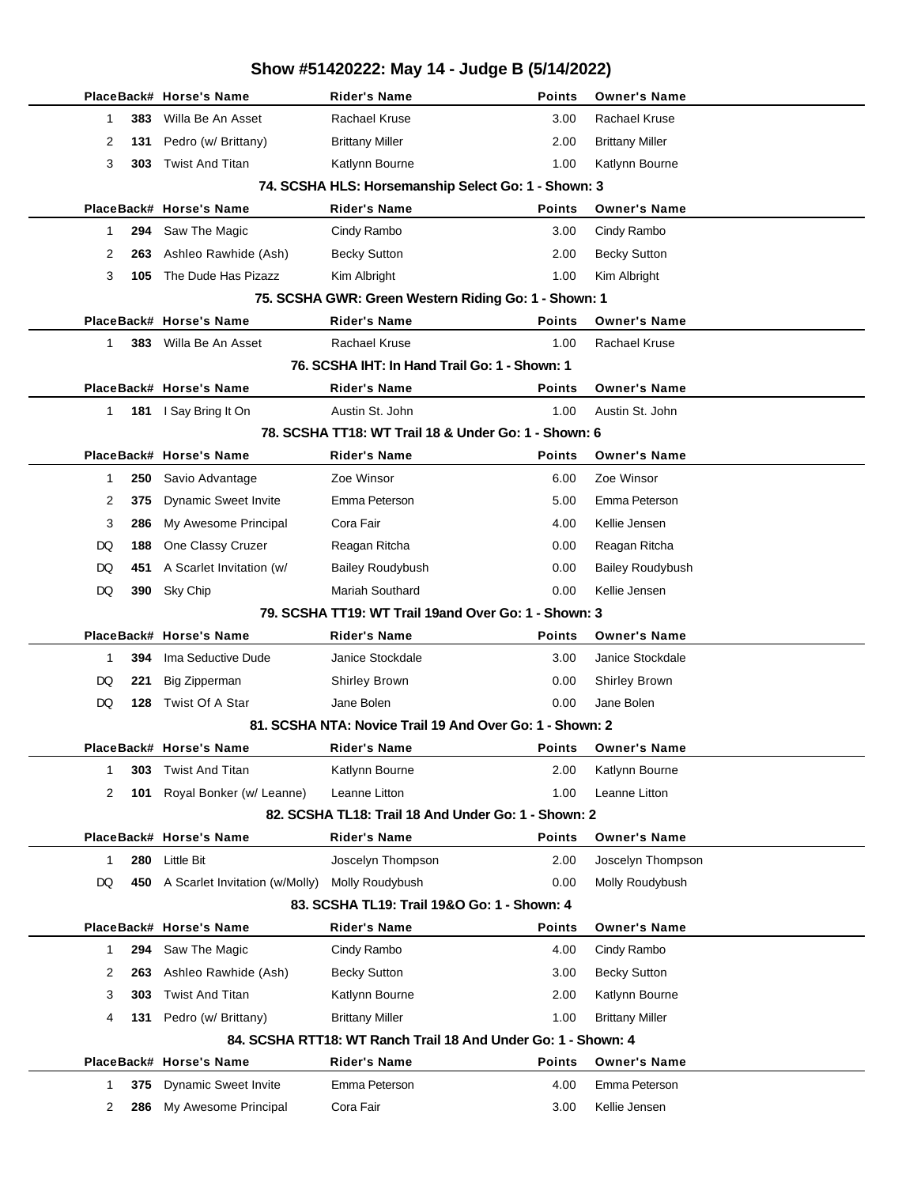# Show #51420222: May 14 - Judge B (5/14/2022)

| Place | Back# | Horse's Name | Rider's Name | Points | Owner's Name |
|---|---|---|---|---|---|
| 1 | 383 | Willa Be An Asset | Rachael Kruse | 3.00 | Rachael Kruse |
| 2 | 131 | Pedro (w/ Brittany) | Brittany Miller | 2.00 | Brittany Miller |
| 3 | 303 | Twist And Titan | Katlynn Bourne | 1.00 | Katlynn Bourne |

### 74. SCSHA HLS: Horsemanship Select Go: 1 - Shown: 3

| Place | Back# | Horse's Name | Rider's Name | Points | Owner's Name |
|---|---|---|---|---|---|
| 1 | 294 | Saw The Magic | Cindy Rambo | 3.00 | Cindy Rambo |
| 2 | 263 | Ashleo Rawhide (Ash) | Becky Sutton | 2.00 | Becky Sutton |
| 3 | 105 | The Dude Has Pizazz | Kim Albright | 1.00 | Kim Albright |

### 75. SCSHA GWR: Green Western Riding Go: 1 - Shown: 1

| Place | Back# | Horse's Name | Rider's Name | Points | Owner's Name |
|---|---|---|---|---|---|
| 1 | 383 | Willa Be An Asset | Rachael Kruse | 1.00 | Rachael Kruse |

### 76. SCSHA IHT: In Hand Trail Go: 1 - Shown: 1

| Place | Back# | Horse's Name | Rider's Name | Points | Owner's Name |
|---|---|---|---|---|---|
| 1 | 181 | I Say Bring It On | Austin St. John | 1.00 | Austin St. John |

### 78. SCSHA TT18: WT Trail 18 & Under Go: 1 - Shown: 6

| Place | Back# | Horse's Name | Rider's Name | Points | Owner's Name |
|---|---|---|---|---|---|
| 1 | 250 | Savio Advantage | Zoe Winsor | 6.00 | Zoe Winsor |
| 2 | 375 | Dynamic Sweet Invite | Emma Peterson | 5.00 | Emma Peterson |
| 3 | 286 | My Awesome Principal | Cora Fair | 4.00 | Kellie Jensen |
| DQ | 188 | One Classy Cruzer | Reagan Ritcha | 0.00 | Reagan Ritcha |
| DQ | 451 | A Scarlet Invitation (w/ | Bailey Roudybush | 0.00 | Bailey Roudybush |
| DQ | 390 | Sky Chip | Mariah Southard | 0.00 | Kellie Jensen |

### 79. SCSHA TT19: WT Trail 19and Over Go: 1 - Shown: 3

| Place | Back# | Horse's Name | Rider's Name | Points | Owner's Name |
|---|---|---|---|---|---|
| 1 | 394 | Ima Seductive Dude | Janice Stockdale | 3.00 | Janice Stockdale |
| DQ | 221 | Big Zipperman | Shirley Brown | 0.00 | Shirley Brown |
| DQ | 128 | Twist Of A Star | Jane Bolen | 0.00 | Jane Bolen |

### 81. SCSHA NTA: Novice Trail 19 And Over Go: 1 - Shown: 2

| Place | Back# | Horse's Name | Rider's Name | Points | Owner's Name |
|---|---|---|---|---|---|
| 1 | 303 | Twist And Titan | Katlynn Bourne | 2.00 | Katlynn Bourne |
| 2 | 101 | Royal Bonker (w/ Leanne) | Leanne Litton | 1.00 | Leanne Litton |

### 82. SCSHA TL18: Trail 18 And Under Go: 1 - Shown: 2

| Place | Back# | Horse's Name | Rider's Name | Points | Owner's Name |
|---|---|---|---|---|---|
| 1 | 280 | Little Bit | Joscelyn Thompson | 2.00 | Joscelyn Thompson |
| DQ | 450 | A Scarlet Invitation (w/Molly) | Molly Roudybush | 0.00 | Molly Roudybush |

### 83. SCSHA TL19: Trail 19&O Go: 1 - Shown: 4

| Place | Back# | Horse's Name | Rider's Name | Points | Owner's Name |
|---|---|---|---|---|---|
| 1 | 294 | Saw The Magic | Cindy Rambo | 4.00 | Cindy Rambo |
| 2 | 263 | Ashleo Rawhide (Ash) | Becky Sutton | 3.00 | Becky Sutton |
| 3 | 303 | Twist And Titan | Katlynn Bourne | 2.00 | Katlynn Bourne |
| 4 | 131 | Pedro (w/ Brittany) | Brittany Miller | 1.00 | Brittany Miller |

### 84. SCSHA RTT18: WT Ranch Trail 18 And Under Go: 1 - Shown: 4

| Place | Back# | Horse's Name | Rider's Name | Points | Owner's Name |
|---|---|---|---|---|---|
| 1 | 375 | Dynamic Sweet Invite | Emma Peterson | 4.00 | Emma Peterson |
| 2 | 286 | My Awesome Principal | Cora Fair | 3.00 | Kellie Jensen |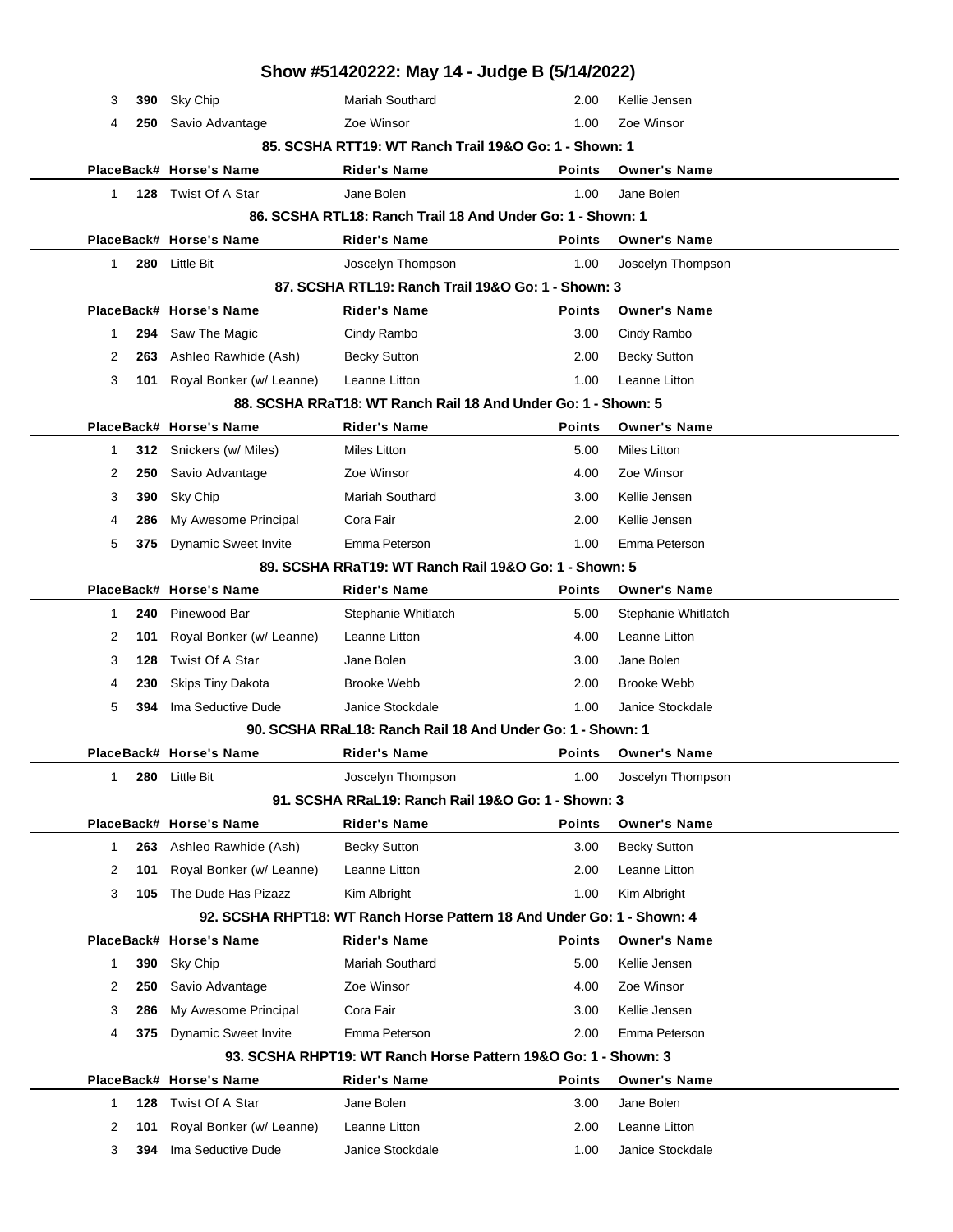# Show #51420222: May 14 - Judge B (5/14/2022)

| Place | Back# | Horse's Name | Rider's Name | Points | Owner's Name |
|---|---|---|---|---|---|
| 3 | **390** | Sky Chip | Mariah Southard | 2.00 | Kellie Jensen |
| 4 | **250** | Savio Advantage | Zoe Winsor | 1.00 | Zoe Winsor |

### 85. SCSHA RTT19: WT Ranch Trail 19&O Go: 1 - Shown: 1

| Place | Back# | Horse's Name | Rider's Name | Points | Owner's Name |
|---|---|---|---|---|---|
| 1 | **128** | Twist Of A Star | Jane Bolen | 1.00 | Jane Bolen |

### 86. SCSHA RTL18: Ranch Trail 18 And Under Go: 1 - Shown: 1

| Place | Back# | Horse's Name | Rider's Name | Points | Owner's Name |
|---|---|---|---|---|---|
| 1 | **280** | Little Bit | Joscelyn Thompson | 1.00 | Joscelyn Thompson |

### 87. SCSHA RTL19: Ranch Trail 19&O Go: 1 - Shown: 3

| Place | Back# | Horse's Name | Rider's Name | Points | Owner's Name |
|---|---|---|---|---|---|
| 1 | **294** | Saw The Magic | Cindy Rambo | 3.00 | Cindy Rambo |
| 2 | **263** | Ashleo Rawhide (Ash) | Becky Sutton | 2.00 | Becky Sutton |
| 3 | **101** | Royal Bonker (w/ Leanne) | Leanne Litton | 1.00 | Leanne Litton |

### 88. SCSHA RRaT18: WT Ranch Rail 18 And Under Go: 1 - Shown: 5

| Place | Back# | Horse's Name | Rider's Name | Points | Owner's Name |
|---|---|---|---|---|---|
| 1 | **312** | Snickers (w/ Miles) | Miles Litton | 5.00 | Miles Litton |
| 2 | **250** | Savio Advantage | Zoe Winsor | 4.00 | Zoe Winsor |
| 3 | **390** | Sky Chip | Mariah Southard | 3.00 | Kellie Jensen |
| 4 | **286** | My Awesome Principal | Cora Fair | 2.00 | Kellie Jensen |
| 5 | **375** | Dynamic Sweet Invite | Emma Peterson | 1.00 | Emma Peterson |

### 89. SCSHA RRaT19: WT Ranch Rail 19&O Go: 1 - Shown: 5

| Place | Back# | Horse's Name | Rider's Name | Points | Owner's Name |
|---|---|---|---|---|---|
| 1 | **240** | Pinewood Bar | Stephanie Whitlatch | 5.00 | Stephanie Whitlatch |
| 2 | **101** | Royal Bonker (w/ Leanne) | Leanne Litton | 4.00 | Leanne Litton |
| 3 | **128** | Twist Of A Star | Jane Bolen | 3.00 | Jane Bolen |
| 4 | **230** | Skips Tiny Dakota | Brooke Webb | 2.00 | Brooke Webb |
| 5 | **394** | Ima Seductive Dude | Janice Stockdale | 1.00 | Janice Stockdale |

### 90. SCSHA RRaL18: Ranch Rail 18 And Under Go: 1 - Shown: 1

| Place | Back# | Horse's Name | Rider's Name | Points | Owner's Name |
|---|---|---|---|---|---|
| 1 | **280** | Little Bit | Joscelyn Thompson | 1.00 | Joscelyn Thompson |

### 91. SCSHA RRaL19: Ranch Rail 19&O Go: 1 - Shown: 3

| Place | Back# | Horse's Name | Rider's Name | Points | Owner's Name |
|---|---|---|---|---|---|
| 1 | **263** | Ashleo Rawhide (Ash) | Becky Sutton | 3.00 | Becky Sutton |
| 2 | **101** | Royal Bonker (w/ Leanne) | Leanne Litton | 2.00 | Leanne Litton |
| 3 | **105** | The Dude Has Pizazz | Kim Albright | 1.00 | Kim Albright |

### 92. SCSHA RHPT18: WT Ranch Horse Pattern 18 And Under Go: 1 - Shown: 4

| Place | Back# | Horse's Name | Rider's Name | Points | Owner's Name |
|---|---|---|---|---|---|
| 1 | **390** | Sky Chip | Mariah Southard | 5.00 | Kellie Jensen |
| 2 | **250** | Savio Advantage | Zoe Winsor | 4.00 | Zoe Winsor |
| 3 | **286** | My Awesome Principal | Cora Fair | 3.00 | Kellie Jensen |
| 4 | **375** | Dynamic Sweet Invite | Emma Peterson | 2.00 | Emma Peterson |

### 93. SCSHA RHPT19: WT Ranch Horse Pattern 19&O Go: 1 - Shown: 3

| Place | Back# | Horse's Name | Rider's Name | Points | Owner's Name |
|---|---|---|---|---|---|
| 1 | **128** | Twist Of A Star | Jane Bolen | 3.00 | Jane Bolen |
| 2 | **101** | Royal Bonker (w/ Leanne) | Leanne Litton | 2.00 | Leanne Litton |
| 3 | **394** | Ima Seductive Dude | Janice Stockdale | 1.00 | Janice Stockdale |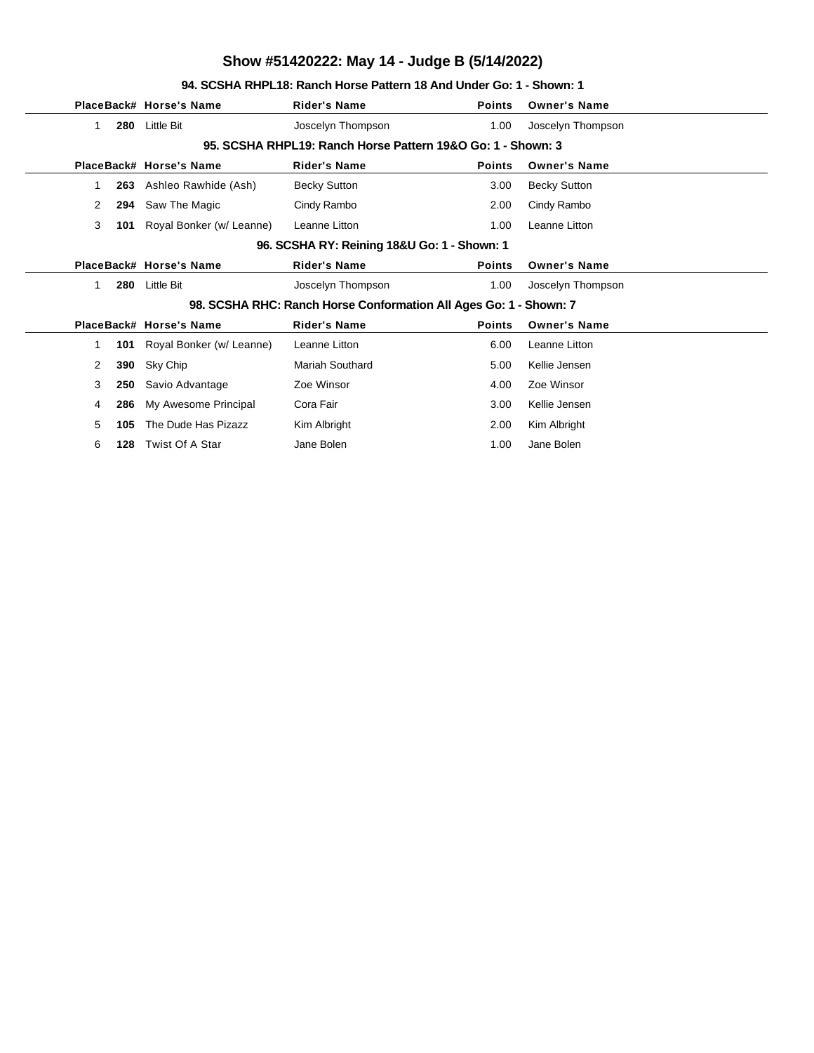# Show #51420222: May 14 - Judge B (5/14/2022)

### 94. SCSHA RHPL18: Ranch Horse Pattern 18 And Under Go: 1 - Shown: 1

| Place | Back# | Horse's Name | Rider's Name | Points | Owner's Name |
|---|---|---|---|---|---|
| 1 | **280** | Little Bit | Joscelyn Thompson | 1.00 | Joscelyn Thompson |

### 95. SCSHA RHPL19: Ranch Horse Pattern 19&O Go: 1 - Shown: 3

| Place | Back# | Horse's Name | Rider's Name | Points | Owner's Name |
|---|---|---|---|---|---|
| 1 | **263** | Ashleo Rawhide (Ash) | Becky Sutton | 3.00 | Becky Sutton |
| 2 | **294** | Saw The Magic | Cindy Rambo | 2.00 | Cindy Rambo |
| 3 | **101** | Royal Bonker (w/ Leanne) | Leanne Litton | 1.00 | Leanne Litton |

### 96. SCSHA RY: Reining 18&U Go: 1 - Shown: 1

| Place | Back# | Horse's Name | Rider's Name | Points | Owner's Name |
|---|---|---|---|---|---|
| 1 | **280** | Little Bit | Joscelyn Thompson | 1.00 | Joscelyn Thompson |

### 98. SCSHA RHC: Ranch Horse Conformation All Ages Go: 1 - Shown: 7

| Place | Back# | Horse's Name | Rider's Name | Points | Owner's Name |
|---|---|---|---|---|---|
| 1 | **101** | Royal Bonker (w/ Leanne) | Leanne Litton | 6.00 | Leanne Litton |
| 2 | **390** | Sky Chip | Mariah Southard | 5.00 | Kellie Jensen |
| 3 | **250** | Savio Advantage | Zoe Winsor | 4.00 | Zoe Winsor |
| 4 | **286** | My Awesome Principal | Cora Fair | 3.00 | Kellie Jensen |
| 5 | **105** | The Dude Has Pizazz | Kim Albright | 2.00 | Kim Albright |
| 6 | **128** | Twist Of A Star | Jane Bolen | 1.00 | Jane Bolen |